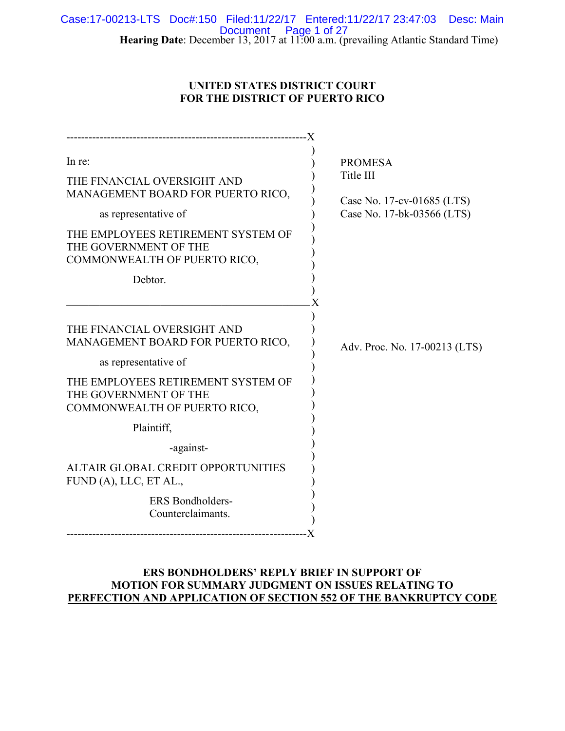Hearing Date: December 13, 2017 at 11:00 a.m. (prevailing Atlantic Standard Time)

**UNITED STATES DISTRICT COURT**
**FOR THE DISTRICT OF PUERTO RICO**

| | |
|---|---|
| In re:<br><br>THE FINANCIAL OVERSIGHT AND MANAGEMENT BOARD FOR PUERTO RICO,<br><br>as representative of<br><br>THE EMPLOYEES RETIREMENT SYSTEM OF THE GOVERNMENT OF THE COMMONWEALTH OF PUERTO RICO,<br><br>Debtor. | PROMESA<br>Title III<br><br>Case No. 17-cv-01685 (LTS)<br>Case No. 17-bk-03566 (LTS) |
| THE FINANCIAL OVERSIGHT AND MANAGEMENT BOARD FOR PUERTO RICO,<br><br>as representative of<br><br>THE EMPLOYEES RETIREMENT SYSTEM OF THE GOVERNMENT OF THE COMMONWEALTH OF PUERTO RICO,<br><br>Plaintiff,<br><br>-against-<br><br>ALTAIR GLOBAL CREDIT OPPORTUNITIES FUND (A), LLC, ET AL.,<br><br>ERS Bondholders-Counterclaimants. | Adv. Proc. No. 17-00213 (LTS) |

**ERS BONDHOLDERS' REPLY BRIEF IN SUPPORT OF MOTION FOR SUMMARY JUDGMENT ON ISSUES RELATING TO PERFECTION AND APPLICATION OF SECTION 552 OF THE BANKRUPTCY CODE**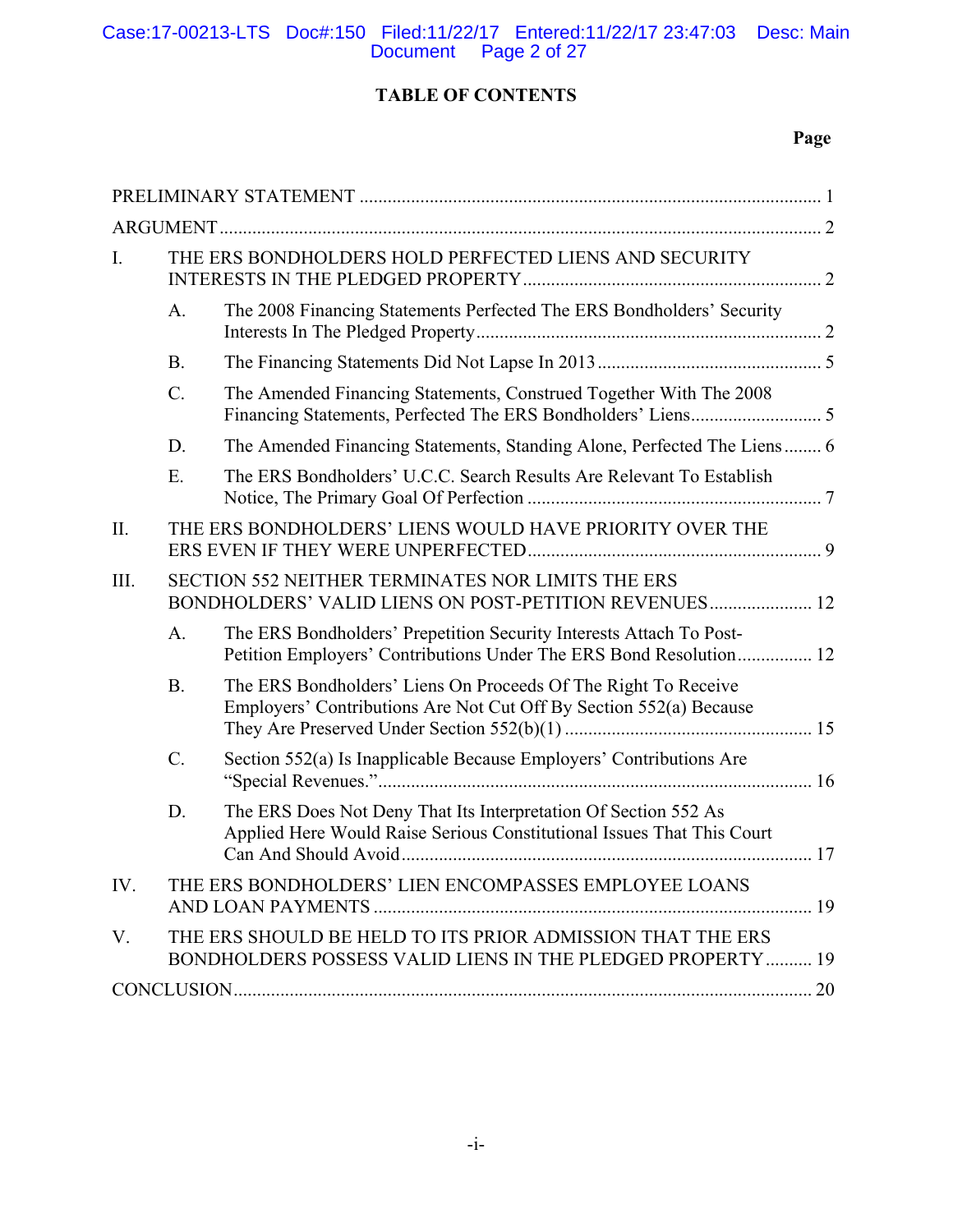# TABLE OF CONTENTS

| | | Page |
|---|---|---|
| PRELIMINARY STATEMENT | | 1 |
| ARGUMENT | | 2 |
| I. | THE ERS BONDHOLDERS HOLD PERFECTED LIENS AND SECURITY INTERESTS IN THE PLEDGED PROPERTY | 2 |
| | A. The 2008 Financing Statements Perfected The ERS Bondholders' Security Interests In The Pledged Property | 2 |
| | B. The Financing Statements Did Not Lapse In 2013 | 5 |
| | C. The Amended Financing Statements, Construed Together With The 2008 Financing Statements, Perfected The ERS Bondholders' Liens | 5 |
| | D. The Amended Financing Statements, Standing Alone, Perfected The Liens | 6 |
| | E. The ERS Bondholders' U.C.C. Search Results Are Relevant To Establish Notice, The Primary Goal Of Perfection | 7 |
| II. | THE ERS BONDHOLDERS' LIENS WOULD HAVE PRIORITY OVER THE ERS EVEN IF THEY WERE UNPERFECTED | 9 |
| III. | SECTION 552 NEITHER TERMINATES NOR LIMITS THE ERS BONDHOLDERS' VALID LIENS ON POST-PETITION REVENUES | 12 |
| | A. The ERS Bondholders' Prepetition Security Interests Attach To Post-Petition Employers' Contributions Under The ERS Bond Resolution | 12 |
| | B. The ERS Bondholders' Liens On Proceeds Of The Right To Receive Employers' Contributions Are Not Cut Off By Section 552(a) Because They Are Preserved Under Section 552(b)(1) | 15 |
| | C. Section 552(a) Is Inapplicable Because Employers' Contributions Are "Special Revenues." | 16 |
| | D. The ERS Does Not Deny That Its Interpretation Of Section 552 As Applied Here Would Raise Serious Constitutional Issues That This Court Can And Should Avoid | 17 |
| IV. | THE ERS BONDHOLDERS' LIEN ENCOMPASSES EMPLOYEE LOANS AND LOAN PAYMENTS | 19 |
| V. | THE ERS SHOULD BE HELD TO ITS PRIOR ADMISSION THAT THE ERS BONDHOLDERS POSSESS VALID LIENS IN THE PLEDGED PROPERTY | 19 |
| CONCLUSION | | 20 |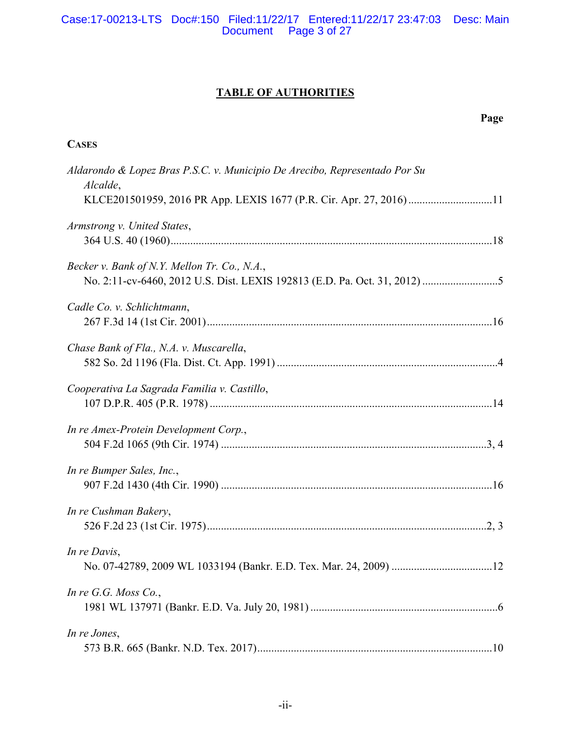# TABLE OF AUTHORITIES

**Page**

**CASES**

*Aldarondo & Lopez Bras P.S.C. v. Municipio De Arecibo, Representado Por Su Alcalde*,
KLCE201501959, 2016 PR App. LEXIS 1677 (P.R. Cir. Apr. 27, 2016) ....................11

*Armstrong v. United States*,
364 U.S. 40 (1960) ....................18

*Becker v. Bank of N.Y. Mellon Tr. Co., N.A.*,
No. 2:11-cv-6460, 2012 U.S. Dist. LEXIS 192813 (E.D. Pa. Oct. 31, 2012) ....................5

*Cadle Co. v. Schlichtmann*,
267 F.3d 14 (1st Cir. 2001) ....................16

*Chase Bank of Fla., N.A. v. Muscarella*,
582 So. 2d 1196 (Fla. Dist. Ct. App. 1991) ....................4

*Cooperativa La Sagrada Familia v. Castillo*,
107 D.P.R. 405 (P.R. 1978) ....................14

*In re Amex-Protein Development Corp.*,
504 F.2d 1065 (9th Cir. 1974) ....................3, 4

*In re Bumper Sales, Inc.*,
907 F.2d 1430 (4th Cir. 1990) ....................16

*In re Cushman Bakery*,
526 F.2d 23 (1st Cir. 1975) ....................2, 3

*In re Davis*,
No. 07-42789, 2009 WL 1033194 (Bankr. E.D. Tex. Mar. 24, 2009) ....................12

*In re G.G. Moss Co.*,
1981 WL 137971 (Bankr. E.D. Va. July 20, 1981) ....................6

*In re Jones*,
573 B.R. 665 (Bankr. N.D. Tex. 2017) ....................10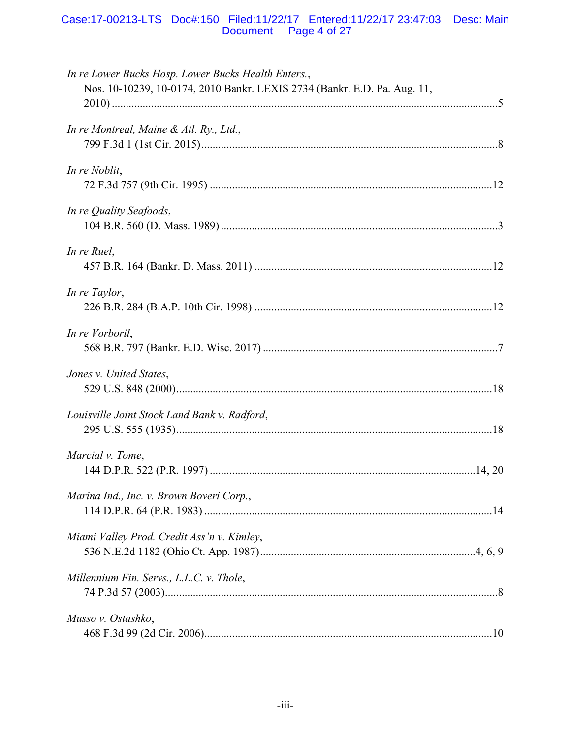*In re Lower Bucks Hosp. Lower Bucks Health Enters.*,
Nos. 10-10239, 10-0174, 2010 Bankr. LEXIS 2734 (Bankr. E.D. Pa. Aug. 11, 2010) ....................5

*In re Montreal, Maine & Atl. Ry., Ltd.*,
799 F.3d 1 (1st Cir. 2015)....................8

*In re Noblit*,
72 F.3d 757 (9th Cir. 1995) ....................12

*In re Quality Seafoods*,
104 B.R. 560 (D. Mass. 1989) ....................3

*In re Ruel*,
457 B.R. 164 (Bankr. D. Mass. 2011) ....................12

*In re Taylor*,
226 B.R. 284 (B.A.P. 10th Cir. 1998) ....................12

*In re Vorboril*,
568 B.R. 797 (Bankr. E.D. Wisc. 2017) ....................7

*Jones v. United States*,
529 U.S. 848 (2000)....................18

*Louisville Joint Stock Land Bank v. Radford*,
295 U.S. 555 (1935)....................18

*Marcial v. Tome*,
144 D.P.R. 522 (P.R. 1997) ....................14, 20

*Marina Ind., Inc. v. Brown Boveri Corp.*,
114 D.P.R. 64 (P.R. 1983) ....................14

*Miami Valley Prod. Credit Ass'n v. Kimley*,
536 N.E.2d 1182 (Ohio Ct. App. 1987)....................4, 6, 9

*Millennium Fin. Servs., L.L.C. v. Thole*,
74 P.3d 57 (2003)....................8

*Musso v. Ostashko*,
468 F.3d 99 (2d Cir. 2006)....................10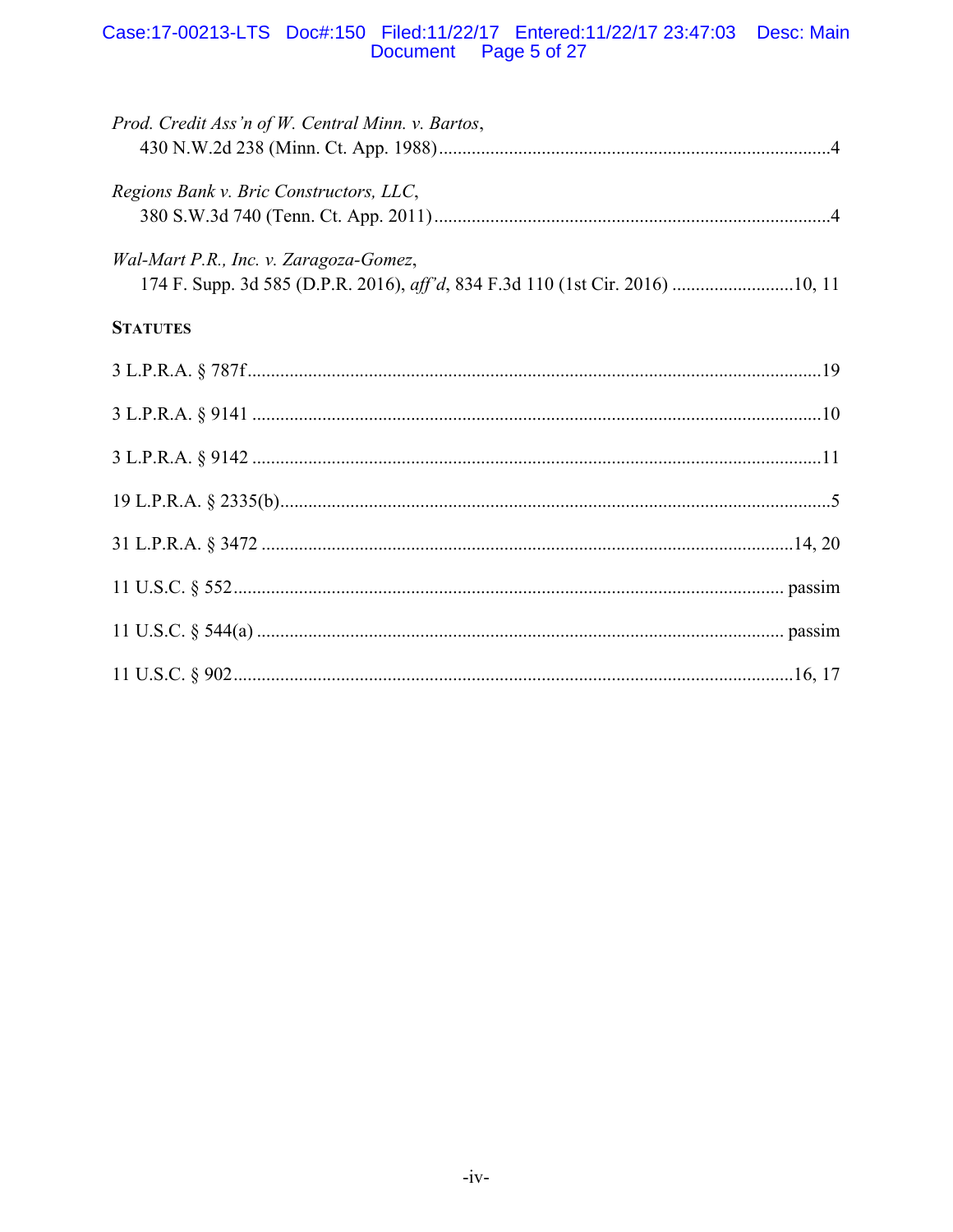*Prod. Credit Ass'n of W. Central Minn. v. Bartos*,
430 N.W.2d 238 (Minn. Ct. App. 1988)....................................................................................4

*Regions Bank v. Bric Constructors, LLC*,
380 S.W.3d 740 (Tenn. Ct. App. 2011)....................................................................................4

*Wal-Mart P.R., Inc. v. Zaragoza-Gomez*,
174 F. Supp. 3d 585 (D.P.R. 2016), *aff'd*, 834 F.3d 110 (1st Cir. 2016) ..........................10, 11

**STATUTES**

3 L.P.R.A. § 787f..........................................................................................................................19

3 L.P.R.A. § 9141 .........................................................................................................................10

3 L.P.R.A. § 9142 .........................................................................................................................11

19 L.P.R.A. § 2335(b)......................................................................................................................5

31 L.P.R.A. § 3472 ..................................................................................................................14, 20

11 U.S.C. § 552..................................................................................................................... passim

11 U.S.C. § 544(a) ................................................................................................................ passim

11 U.S.C. § 902........................................................................................................................16, 17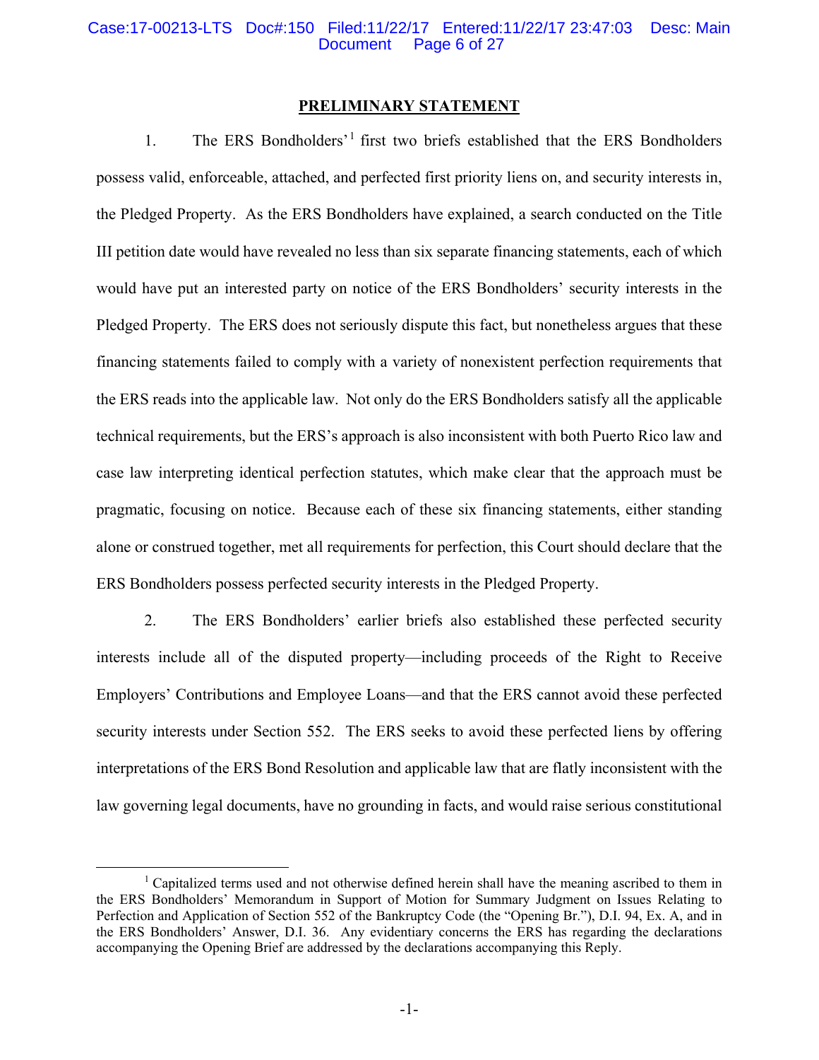## PRELIMINARY STATEMENT

1. The ERS Bondholders'[1] first two briefs established that the ERS Bondholders possess valid, enforceable, attached, and perfected first priority liens on, and security interests in, the Pledged Property. As the ERS Bondholders have explained, a search conducted on the Title III petition date would have revealed no less than six separate financing statements, each of which would have put an interested party on notice of the ERS Bondholders' security interests in the Pledged Property. The ERS does not seriously dispute this fact, but nonetheless argues that these financing statements failed to comply with a variety of nonexistent perfection requirements that the ERS reads into the applicable law. Not only do the ERS Bondholders satisfy all the applicable technical requirements, but the ERS's approach is also inconsistent with both Puerto Rico law and case law interpreting identical perfection statutes, which make clear that the approach must be pragmatic, focusing on notice. Because each of these six financing statements, either standing alone or construed together, met all requirements for perfection, this Court should declare that the ERS Bondholders possess perfected security interests in the Pledged Property.

2. The ERS Bondholders' earlier briefs also established these perfected security interests include all of the disputed property—including proceeds of the Right to Receive Employers' Contributions and Employee Loans—and that the ERS cannot avoid these perfected security interests under Section 552. The ERS seeks to avoid these perfected liens by offering interpretations of the ERS Bond Resolution and applicable law that are flatly inconsistent with the law governing legal documents, have no grounding in facts, and would raise serious constitutional

[1] Capitalized terms used and not otherwise defined herein shall have the meaning ascribed to them in the ERS Bondholders' Memorandum in Support of Motion for Summary Judgment on Issues Relating to Perfection and Application of Section 552 of the Bankruptcy Code (the "Opening Br."), D.I. 94, Ex. A, and in the ERS Bondholders' Answer, D.I. 36. Any evidentiary concerns the ERS has regarding the declarations accompanying the Opening Brief are addressed by the declarations accompanying this Reply.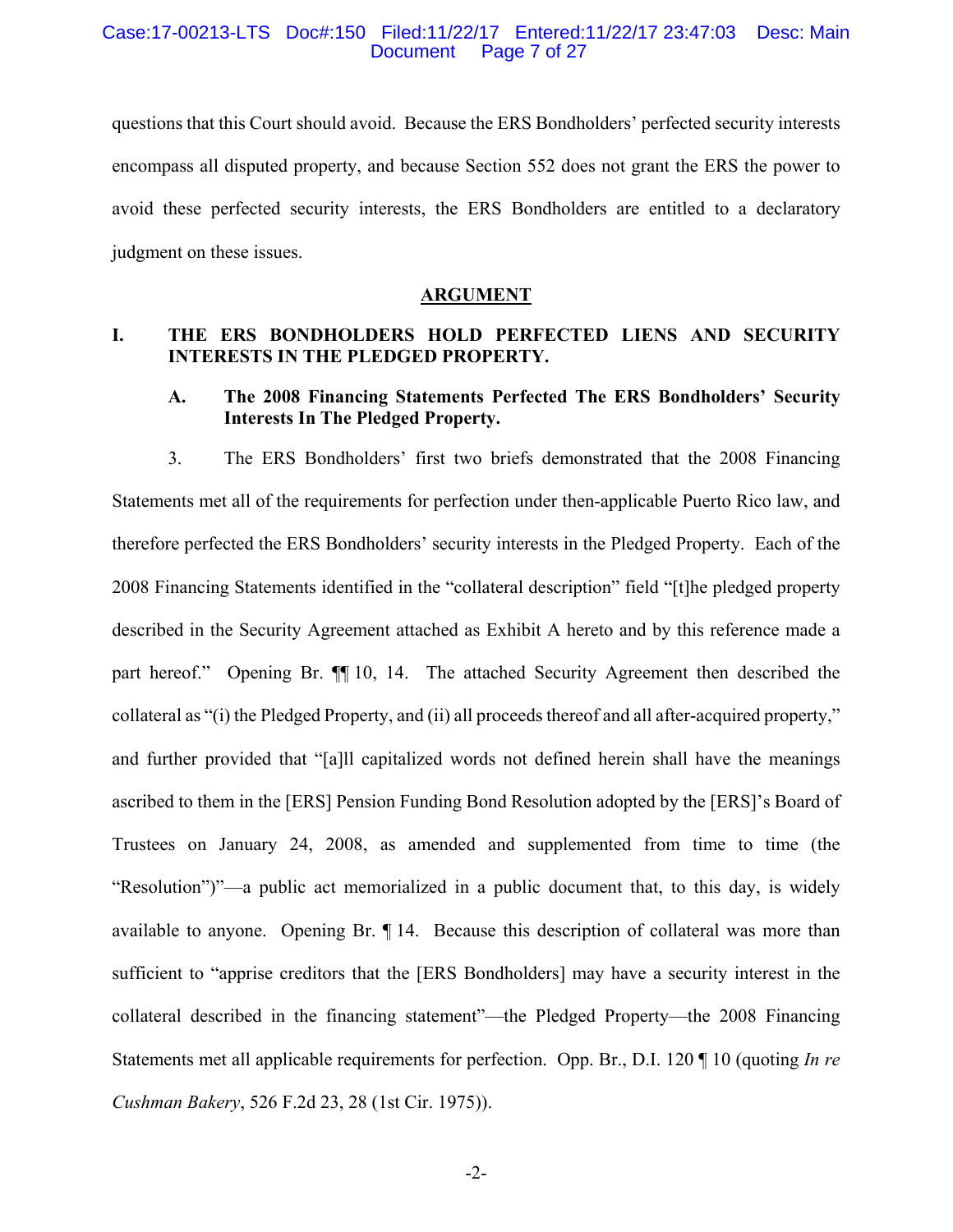questions that this Court should avoid. Because the ERS Bondholders' perfected security interests encompass all disputed property, and because Section 552 does not grant the ERS the power to avoid these perfected security interests, the ERS Bondholders are entitled to a declaratory judgment on these issues.

## ARGUMENT

### I. THE ERS BONDHOLDERS HOLD PERFECTED LIENS AND SECURITY INTERESTS IN THE PLEDGED PROPERTY.

#### A. The 2008 Financing Statements Perfected The ERS Bondholders' Security Interests In The Pledged Property.

3. The ERS Bondholders' first two briefs demonstrated that the 2008 Financing Statements met all of the requirements for perfection under then-applicable Puerto Rico law, and therefore perfected the ERS Bondholders' security interests in the Pledged Property. Each of the 2008 Financing Statements identified in the "collateral description" field "[t]he pledged property described in the Security Agreement attached as Exhibit A hereto and by this reference made a part hereof." Opening Br. ¶¶ 10, 14. The attached Security Agreement then described the collateral as "(i) the Pledged Property, and (ii) all proceeds thereof and all after-acquired property," and further provided that "[a]ll capitalized words not defined herein shall have the meanings ascribed to them in the [ERS] Pension Funding Bond Resolution adopted by the [ERS]'s Board of Trustees on January 24, 2008, as amended and supplemented from time to time (the "Resolution")"—a public act memorialized in a public document that, to this day, is widely available to anyone. Opening Br. ¶ 14. Because this description of collateral was more than sufficient to "apprise creditors that the [ERS Bondholders] may have a security interest in the collateral described in the financing statement"—the Pledged Property—the 2008 Financing Statements met all applicable requirements for perfection. Opp. Br., D.I. 120 ¶ 10 (quoting *In re Cushman Bakery*, 526 F.2d 23, 28 (1st Cir. 1975)).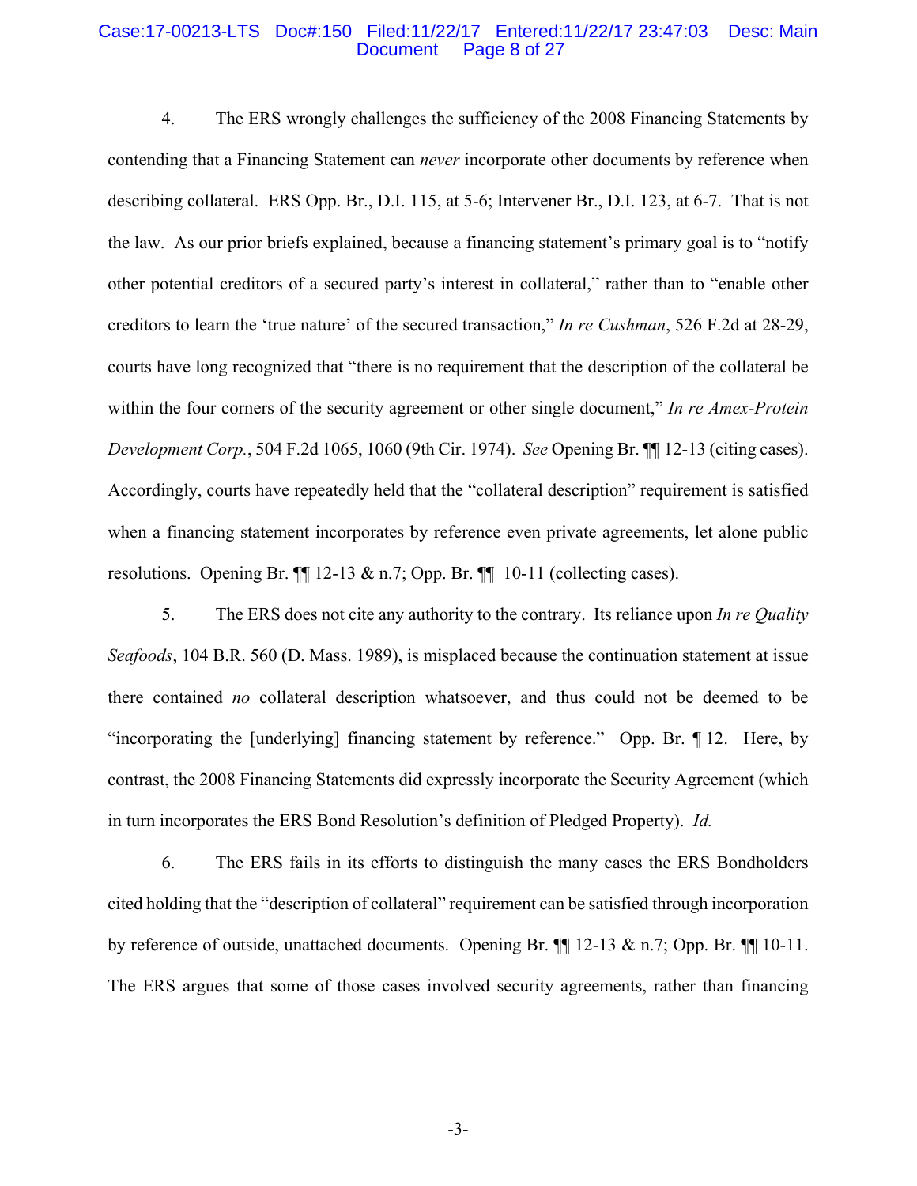4. The ERS wrongly challenges the sufficiency of the 2008 Financing Statements by contending that a Financing Statement can *never* incorporate other documents by reference when describing collateral. ERS Opp. Br., D.I. 115, at 5-6; Intervener Br., D.I. 123, at 6-7. That is not the law. As our prior briefs explained, because a financing statement's primary goal is to "notify other potential creditors of a secured party's interest in collateral," rather than to "enable other creditors to learn the 'true nature' of the secured transaction," *In re Cushman*, 526 F.2d at 28-29, courts have long recognized that "there is no requirement that the description of the collateral be within the four corners of the security agreement or other single document," *In re Amex-Protein Development Corp.*, 504 F.2d 1065, 1060 (9th Cir. 1974). *See* Opening Br. ¶¶ 12-13 (citing cases). Accordingly, courts have repeatedly held that the "collateral description" requirement is satisfied when a financing statement incorporates by reference even private agreements, let alone public resolutions. Opening Br. ¶¶ 12-13 & n.7; Opp. Br. ¶¶ 10-11 (collecting cases).

5. The ERS does not cite any authority to the contrary. Its reliance upon *In re Quality Seafoods*, 104 B.R. 560 (D. Mass. 1989), is misplaced because the continuation statement at issue there contained *no* collateral description whatsoever, and thus could not be deemed to be "incorporating the [underlying] financing statement by reference." Opp. Br. ¶ 12. Here, by contrast, the 2008 Financing Statements did expressly incorporate the Security Agreement (which in turn incorporates the ERS Bond Resolution's definition of Pledged Property). *Id.*

6. The ERS fails in its efforts to distinguish the many cases the ERS Bondholders cited holding that the "description of collateral" requirement can be satisfied through incorporation by reference of outside, unattached documents. Opening Br. ¶¶ 12-13 & n.7; Opp. Br. ¶¶ 10-11. The ERS argues that some of those cases involved security agreements, rather than financing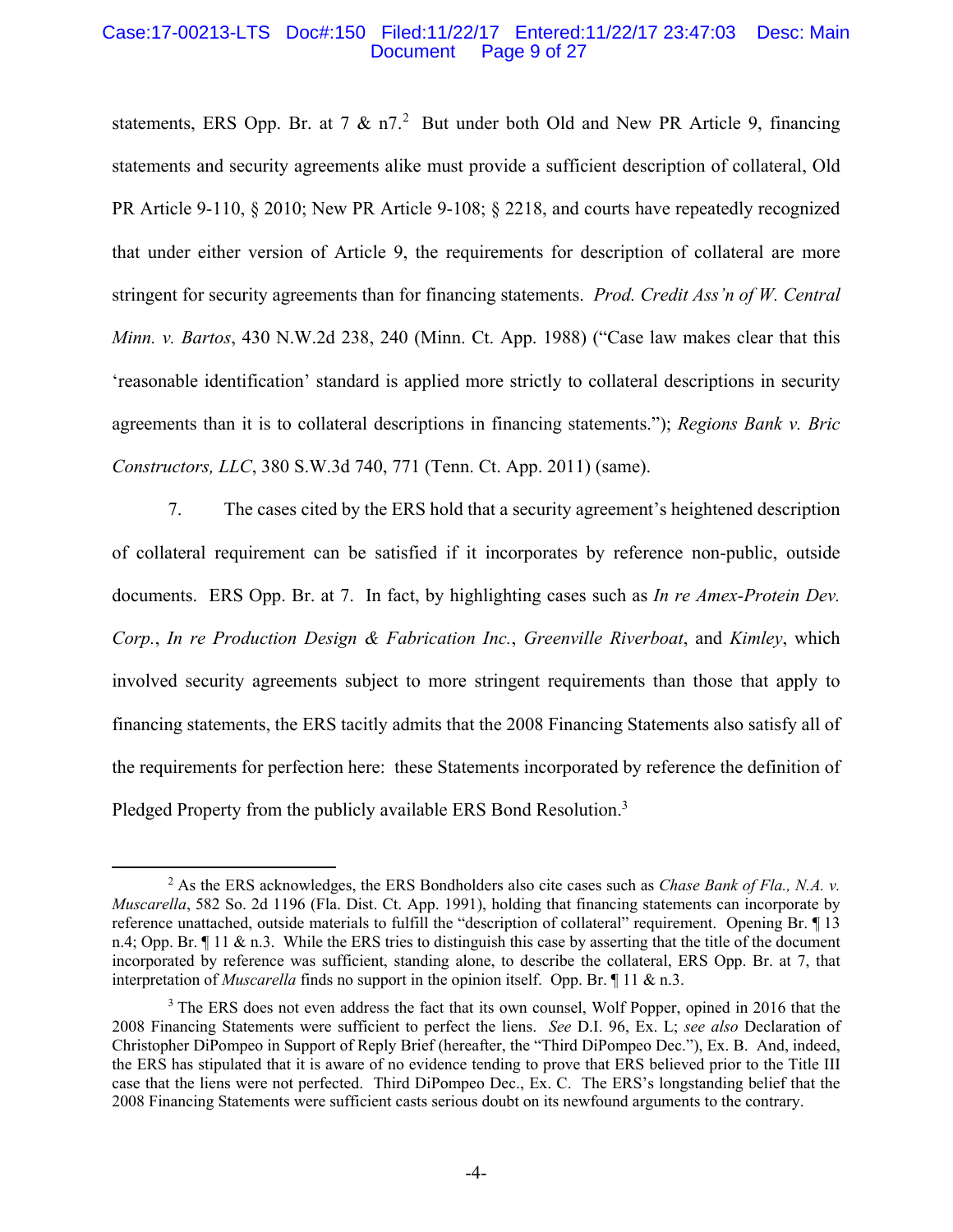statements, ERS Opp. Br. at 7 & n7.[2] But under both Old and New PR Article 9, financing statements and security agreements alike must provide a sufficient description of collateral, Old PR Article 9-110, § 2010; New PR Article 9-108; § 2218, and courts have repeatedly recognized that under either version of Article 9, the requirements for description of collateral are more stringent for security agreements than for financing statements. *Prod. Credit Ass'n of W. Central Minn. v. Bartos*, 430 N.W.2d 238, 240 (Minn. Ct. App. 1988) ("Case law makes clear that this 'reasonable identification' standard is applied more strictly to collateral descriptions in security agreements than it is to collateral descriptions in financing statements."); *Regions Bank v. Bric Constructors, LLC*, 380 S.W.3d 740, 771 (Tenn. Ct. App. 2011) (same).

7. The cases cited by the ERS hold that a security agreement's heightened description of collateral requirement can be satisfied if it incorporates by reference non-public, outside documents. ERS Opp. Br. at 7. In fact, by highlighting cases such as *In re Amex-Protein Dev. Corp.*, *In re Production Design & Fabrication Inc.*, *Greenville Riverboat*, and *Kimley*, which involved security agreements subject to more stringent requirements than those that apply to financing statements, the ERS tacitly admits that the 2008 Financing Statements also satisfy all of the requirements for perfection here: these Statements incorporated by reference the definition of Pledged Property from the publicly available ERS Bond Resolution.[3]

---

[2] As the ERS acknowledges, the ERS Bondholders also cite cases such as *Chase Bank of Fla., N.A. v. Muscarella*, 582 So. 2d 1196 (Fla. Dist. Ct. App. 1991), holding that financing statements can incorporate by reference unattached, outside materials to fulfill the "description of collateral" requirement. Opening Br. ¶ 13 n.4; Opp. Br. ¶ 11 & n.3. While the ERS tries to distinguish this case by asserting that the title of the document incorporated by reference was sufficient, standing alone, to describe the collateral, ERS Opp. Br. at 7, that interpretation of *Muscarella* finds no support in the opinion itself. Opp. Br. ¶ 11 & n.3.

[3] The ERS does not even address the fact that its own counsel, Wolf Popper, opined in 2016 that the 2008 Financing Statements were sufficient to perfect the liens. *See* D.I. 96, Ex. L; *see also* Declaration of Christopher DiPompeo in Support of Reply Brief (hereafter, the "Third DiPompeo Dec."), Ex. B. And, indeed, the ERS has stipulated that it is aware of no evidence tending to prove that ERS believed prior to the Title III case that the liens were not perfected. Third DiPompeo Dec., Ex. C. The ERS's longstanding belief that the 2008 Financing Statements were sufficient casts serious doubt on its newfound arguments to the contrary.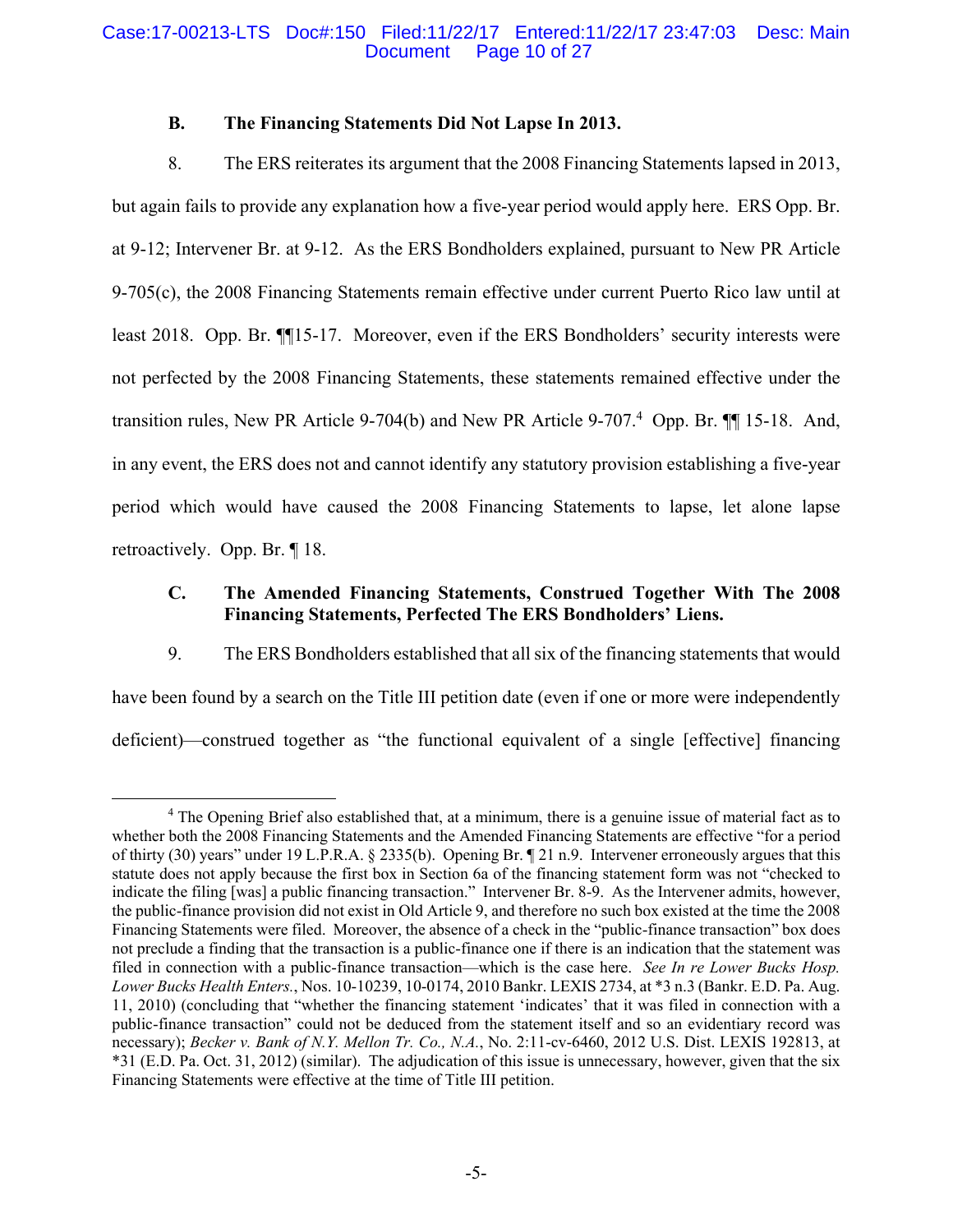### B. The Financing Statements Did Not Lapse In 2013.

8. The ERS reiterates its argument that the 2008 Financing Statements lapsed in 2013, but again fails to provide any explanation how a five-year period would apply here. ERS Opp. Br. at 9-12; Intervener Br. at 9-12. As the ERS Bondholders explained, pursuant to New PR Article 9-705(c), the 2008 Financing Statements remain effective under current Puerto Rico law until at least 2018. Opp. Br. ¶¶15-17. Moreover, even if the ERS Bondholders' security interests were not perfected by the 2008 Financing Statements, these statements remained effective under the transition rules, New PR Article 9-704(b) and New PR Article 9-707.[4] Opp. Br. ¶¶ 15-18. And, in any event, the ERS does not and cannot identify any statutory provision establishing a five-year period which would have caused the 2008 Financing Statements to lapse, let alone lapse retroactively. Opp. Br. ¶ 18.

### C. The Amended Financing Statements, Construed Together With The 2008 Financing Statements, Perfected The ERS Bondholders' Liens.

9. The ERS Bondholders established that all six of the financing statements that would have been found by a search on the Title III petition date (even if one or more were independently deficient)—construed together as "the functional equivalent of a single [effective] financing

---

[4] The Opening Brief also established that, at a minimum, there is a genuine issue of material fact as to whether both the 2008 Financing Statements and the Amended Financing Statements are effective "for a period of thirty (30) years" under 19 L.P.R.A. § 2335(b). Opening Br. ¶ 21 n.9. Intervener erroneously argues that this statute does not apply because the first box in Section 6a of the financing statement form was not "checked to indicate the filing [was] a public financing transaction." Intervener Br. 8-9. As the Intervener admits, however, the public-finance provision did not exist in Old Article 9, and therefore no such box existed at the time the 2008 Financing Statements were filed. Moreover, the absence of a check in the "public-finance transaction" box does not preclude a finding that the transaction is a public-finance one if there is an indication that the statement was filed in connection with a public-finance transaction—which is the case here. *See In re Lower Bucks Hosp. Lower Bucks Health Enters.*, Nos. 10-10239, 10-0174, 2010 Bankr. LEXIS 2734, at *3 n.3 (Bankr. E.D. Pa. Aug. 11, 2010) (concluding that "whether the financing statement 'indicates' that it was filed in connection with a public-finance transaction" could not be deduced from the statement itself and so an evidentiary record was necessary); *Becker v. Bank of N.Y. Mellon Tr. Co., N.A.*, No. 2:11-cv-6460, 2012 U.S. Dist. LEXIS 192813, at *31 (E.D. Pa. Oct. 31, 2012) (similar). The adjudication of this issue is unnecessary, however, given that the six Financing Statements were effective at the time of Title III petition.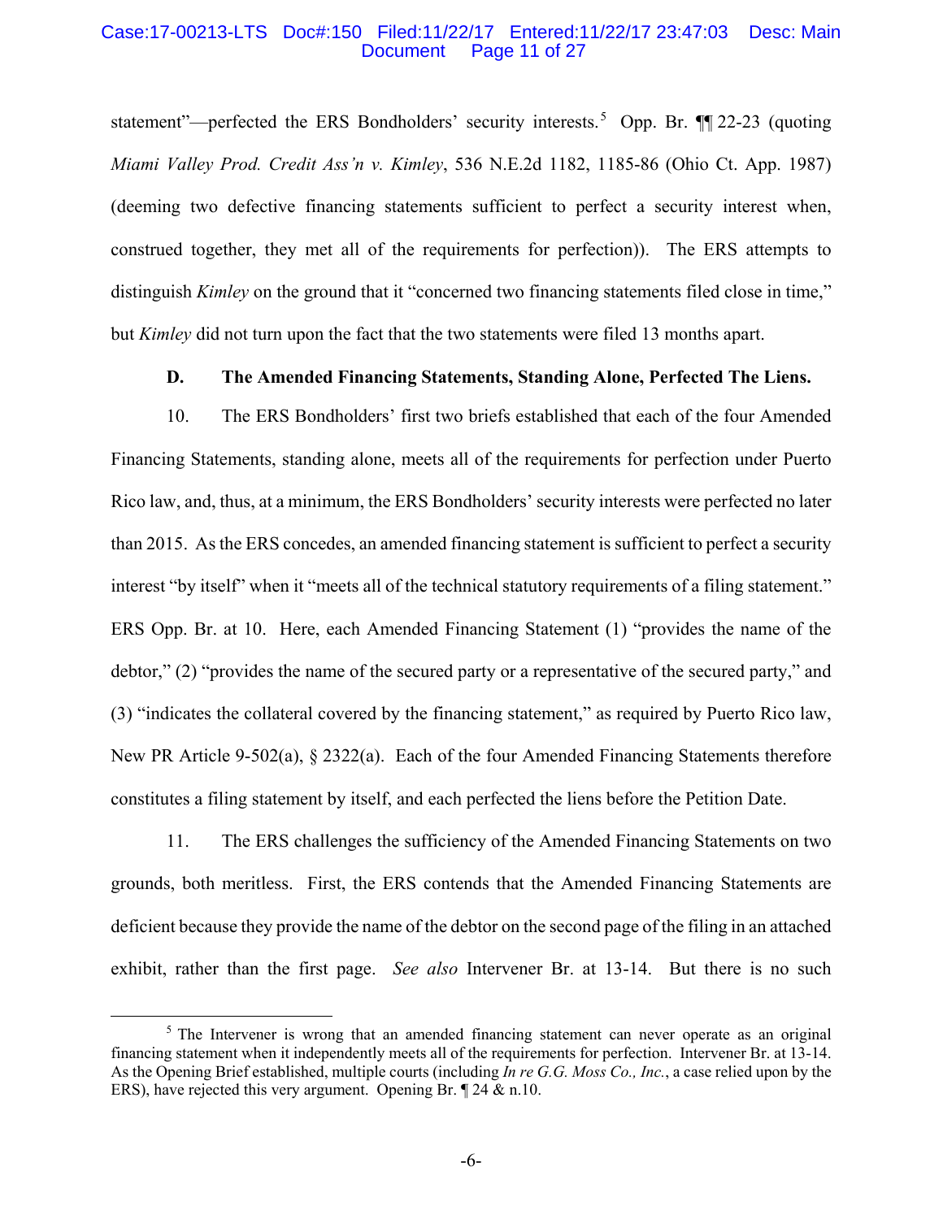statement"—perfected the ERS Bondholders' security interests.[5] Opp. Br. ¶¶ 22-23 (quoting *Miami Valley Prod. Credit Ass'n v. Kimley*, 536 N.E.2d 1182, 1185-86 (Ohio Ct. App. 1987) (deeming two defective financing statements sufficient to perfect a security interest when, construed together, they met all of the requirements for perfection)). The ERS attempts to distinguish *Kimley* on the ground that it "concerned two financing statements filed close in time," but *Kimley* did not turn upon the fact that the two statements were filed 13 months apart.

### D. The Amended Financing Statements, Standing Alone, Perfected The Liens.

10. The ERS Bondholders' first two briefs established that each of the four Amended Financing Statements, standing alone, meets all of the requirements for perfection under Puerto Rico law, and, thus, at a minimum, the ERS Bondholders' security interests were perfected no later than 2015. As the ERS concedes, an amended financing statement is sufficient to perfect a security interest "by itself" when it "meets all of the technical statutory requirements of a filing statement." ERS Opp. Br. at 10. Here, each Amended Financing Statement (1) "provides the name of the debtor," (2) "provides the name of the secured party or a representative of the secured party," and (3) "indicates the collateral covered by the financing statement," as required by Puerto Rico law, New PR Article 9-502(a), § 2322(a). Each of the four Amended Financing Statements therefore constitutes a filing statement by itself, and each perfected the liens before the Petition Date.

11. The ERS challenges the sufficiency of the Amended Financing Statements on two grounds, both meritless. First, the ERS contends that the Amended Financing Statements are deficient because they provide the name of the debtor on the second page of the filing in an attached exhibit, rather than the first page. *See also* Intervener Br. at 13-14. But there is no such

[5] The Intervener is wrong that an amended financing statement can never operate as an original financing statement when it independently meets all of the requirements for perfection. Intervener Br. at 13-14. As the Opening Brief established, multiple courts (including *In re G.G. Moss Co., Inc.*, a case relied upon by the ERS), have rejected this very argument. Opening Br. ¶ 24 & n.10.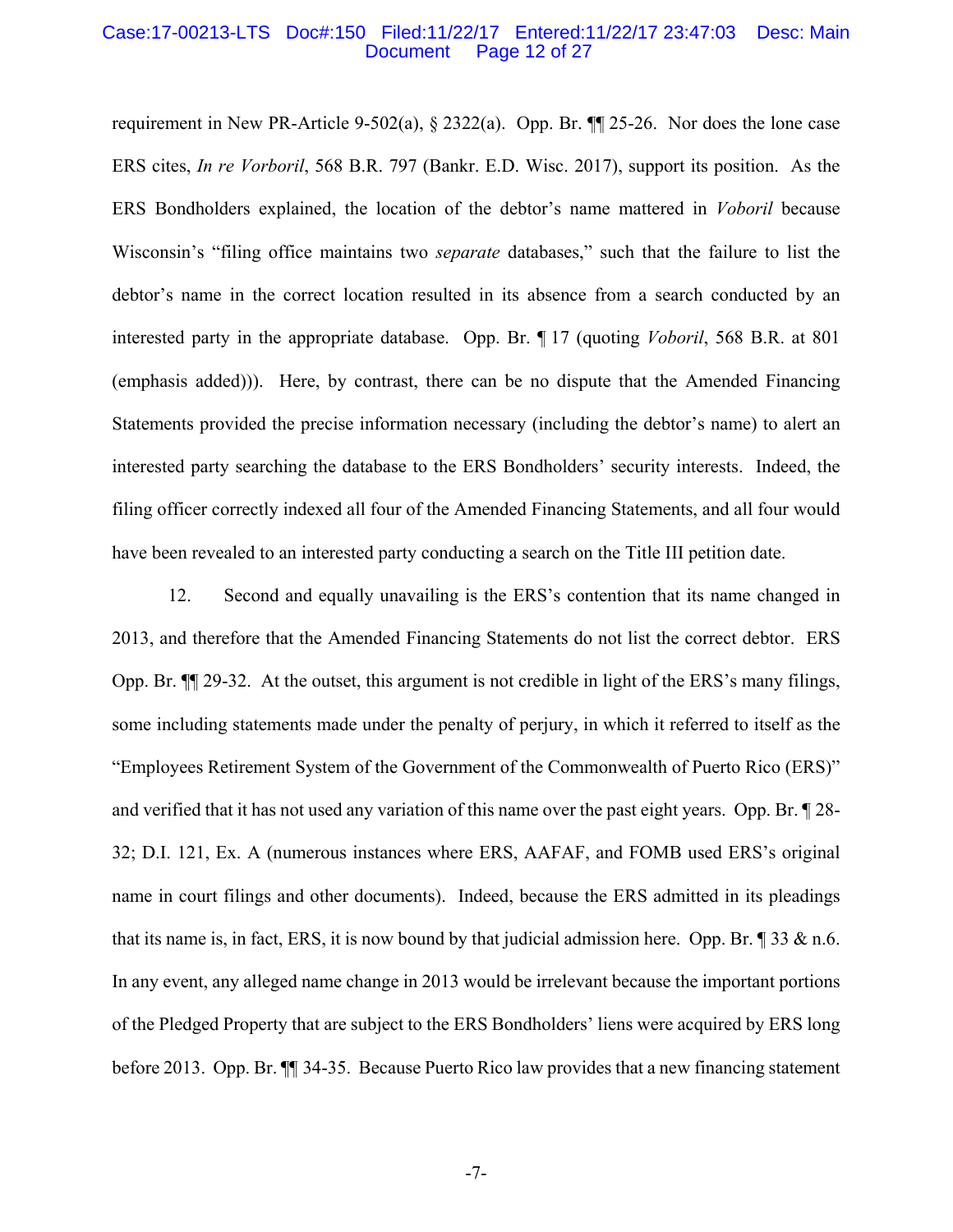requirement in New PR-Article 9-502(a), § 2322(a). Opp. Br. ¶¶ 25-26. Nor does the lone case ERS cites, *In re Vorboril*, 568 B.R. 797 (Bankr. E.D. Wisc. 2017), support its position. As the ERS Bondholders explained, the location of the debtor's name mattered in *Voboril* because Wisconsin's "filing office maintains two *separate* databases," such that the failure to list the debtor's name in the correct location resulted in its absence from a search conducted by an interested party in the appropriate database. Opp. Br. ¶ 17 (quoting *Voboril*, 568 B.R. at 801 (emphasis added))). Here, by contrast, there can be no dispute that the Amended Financing Statements provided the precise information necessary (including the debtor's name) to alert an interested party searching the database to the ERS Bondholders' security interests. Indeed, the filing officer correctly indexed all four of the Amended Financing Statements, and all four would have been revealed to an interested party conducting a search on the Title III petition date.

12. Second and equally unavailing is the ERS's contention that its name changed in 2013, and therefore that the Amended Financing Statements do not list the correct debtor. ERS Opp. Br. ¶¶ 29-32. At the outset, this argument is not credible in light of the ERS's many filings, some including statements made under the penalty of perjury, in which it referred to itself as the "Employees Retirement System of the Government of the Commonwealth of Puerto Rico (ERS)" and verified that it has not used any variation of this name over the past eight years. Opp. Br. ¶ 28-32; D.I. 121, Ex. A (numerous instances where ERS, AAFAF, and FOMB used ERS's original name in court filings and other documents). Indeed, because the ERS admitted in its pleadings that its name is, in fact, ERS, it is now bound by that judicial admission here. Opp. Br. ¶ 33 & n.6. In any event, any alleged name change in 2013 would be irrelevant because the important portions of the Pledged Property that are subject to the ERS Bondholders' liens were acquired by ERS long before 2013. Opp. Br. ¶¶ 34-35. Because Puerto Rico law provides that a new financing statement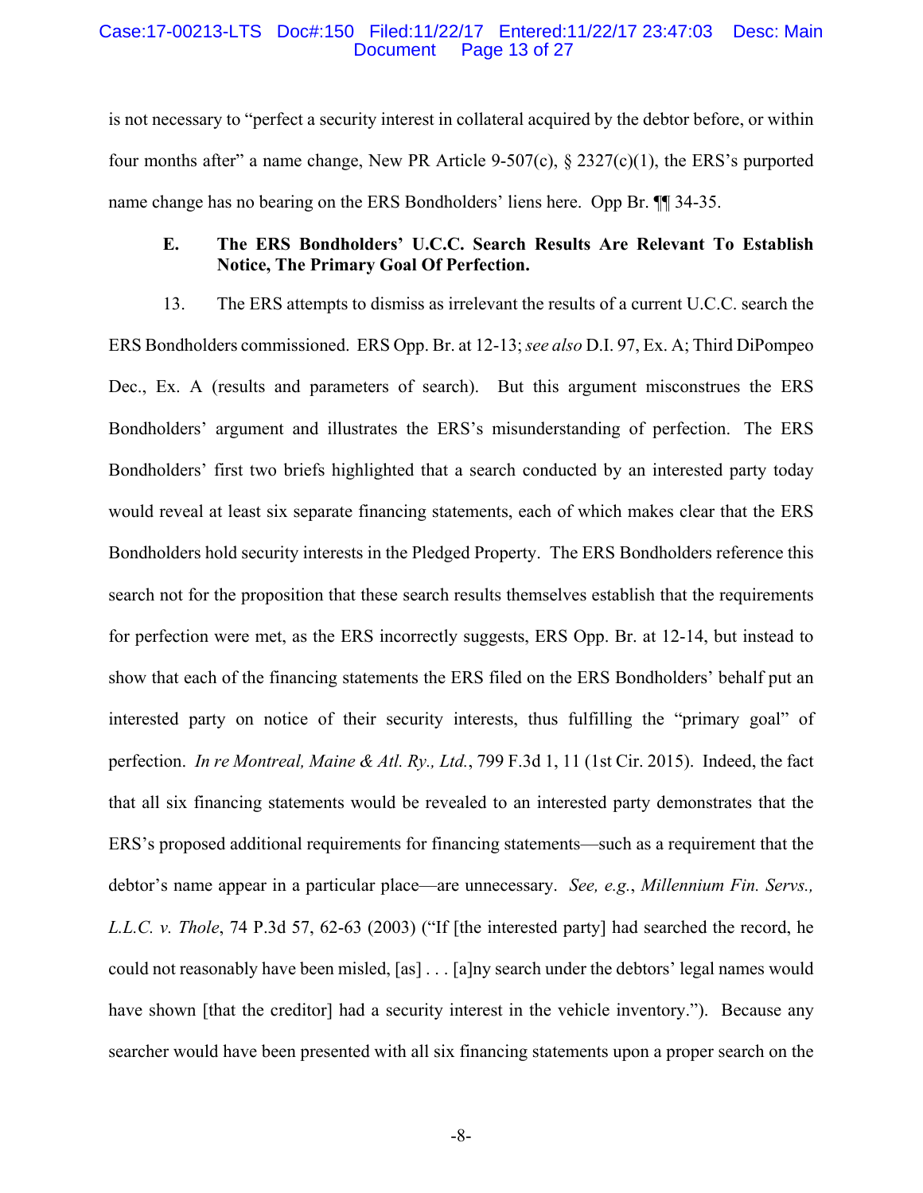is not necessary to "perfect a security interest in collateral acquired by the debtor before, or within four months after" a name change, New PR Article 9-507(c), § 2327(c)(1), the ERS's purported name change has no bearing on the ERS Bondholders' liens here. Opp Br. ¶¶ 34-35.

### E. The ERS Bondholders' U.C.C. Search Results Are Relevant To Establish Notice, The Primary Goal Of Perfection.

13. The ERS attempts to dismiss as irrelevant the results of a current U.C.C. search the ERS Bondholders commissioned. ERS Opp. Br. at 12-13; *see also* D.I. 97, Ex. A; Third DiPompeo Dec., Ex. A (results and parameters of search). But this argument misconstrues the ERS Bondholders' argument and illustrates the ERS's misunderstanding of perfection. The ERS Bondholders' first two briefs highlighted that a search conducted by an interested party today would reveal at least six separate financing statements, each of which makes clear that the ERS Bondholders hold security interests in the Pledged Property. The ERS Bondholders reference this search not for the proposition that these search results themselves establish that the requirements for perfection were met, as the ERS incorrectly suggests, ERS Opp. Br. at 12-14, but instead to show that each of the financing statements the ERS filed on the ERS Bondholders' behalf put an interested party on notice of their security interests, thus fulfilling the "primary goal" of perfection. *In re Montreal, Maine & Atl. Ry., Ltd.*, 799 F.3d 1, 11 (1st Cir. 2015). Indeed, the fact that all six financing statements would be revealed to an interested party demonstrates that the ERS's proposed additional requirements for financing statements—such as a requirement that the debtor's name appear in a particular place—are unnecessary. *See, e.g.*, *Millennium Fin. Servs., L.L.C. v. Thole*, 74 P.3d 57, 62-63 (2003) ("If [the interested party] had searched the record, he could not reasonably have been misled, [as] . . . [a]ny search under the debtors' legal names would have shown [that the creditor] had a security interest in the vehicle inventory."). Because any searcher would have been presented with all six financing statements upon a proper search on the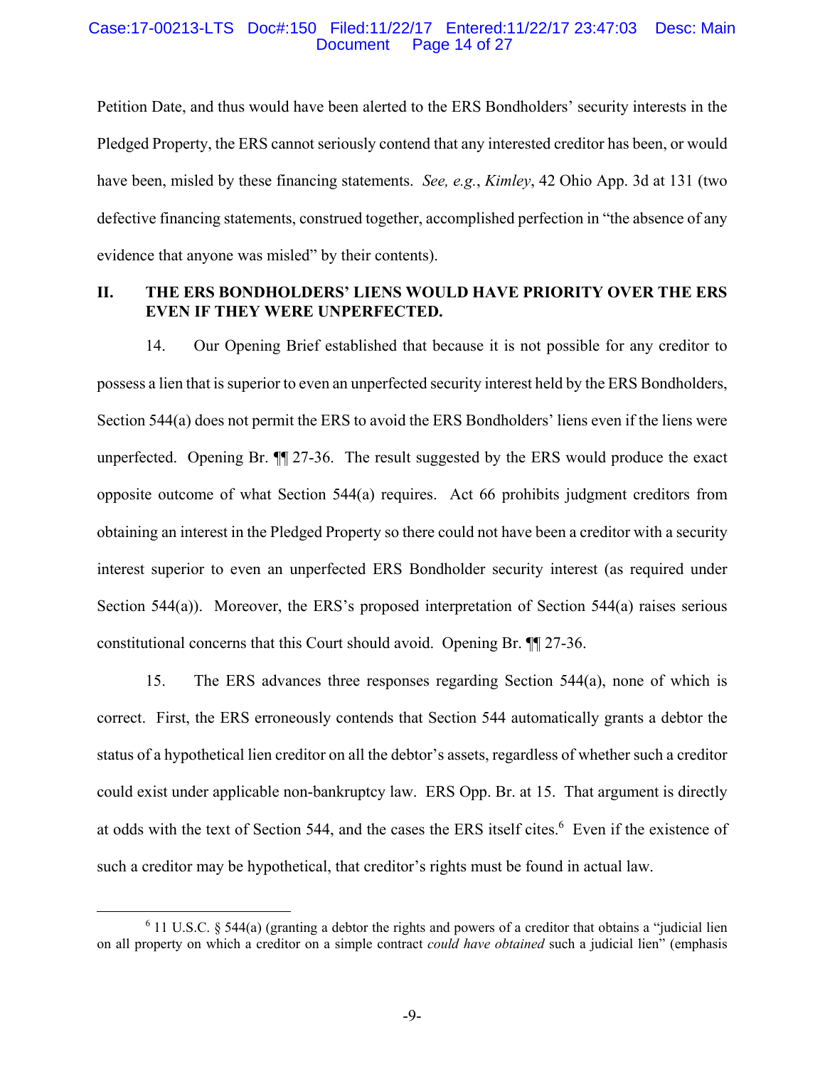Petition Date, and thus would have been alerted to the ERS Bondholders' security interests in the Pledged Property, the ERS cannot seriously contend that any interested creditor has been, or would have been, misled by these financing statements. *See, e.g.*, *Kimley*, 42 Ohio App. 3d at 131 (two defective financing statements, construed together, accomplished perfection in "the absence of any evidence that anyone was misled" by their contents).

## II. THE ERS BONDHOLDERS' LIENS WOULD HAVE PRIORITY OVER THE ERS EVEN IF THEY WERE UNPERFECTED.

14. Our Opening Brief established that because it is not possible for any creditor to possess a lien that is superior to even an unperfected security interest held by the ERS Bondholders, Section 544(a) does not permit the ERS to avoid the ERS Bondholders' liens even if the liens were unperfected. Opening Br. ¶¶ 27-36. The result suggested by the ERS would produce the exact opposite outcome of what Section 544(a) requires. Act 66 prohibits judgment creditors from obtaining an interest in the Pledged Property so there could not have been a creditor with a security interest superior to even an unperfected ERS Bondholder security interest (as required under Section 544(a)). Moreover, the ERS's proposed interpretation of Section 544(a) raises serious constitutional concerns that this Court should avoid. Opening Br. ¶¶ 27-36.

15. The ERS advances three responses regarding Section 544(a), none of which is correct. First, the ERS erroneously contends that Section 544 automatically grants a debtor the status of a hypothetical lien creditor on all the debtor's assets, regardless of whether such a creditor could exist under applicable non-bankruptcy law. ERS Opp. Br. at 15. That argument is directly at odds with the text of Section 544, and the cases the ERS itself cites.[6] Even if the existence of such a creditor may be hypothetical, that creditor's rights must be found in actual law.

[6] 11 U.S.C. § 544(a) (granting a debtor the rights and powers of a creditor that obtains a "judicial lien on all property on which a creditor on a simple contract *could have obtained* such a judicial lien" (emphasis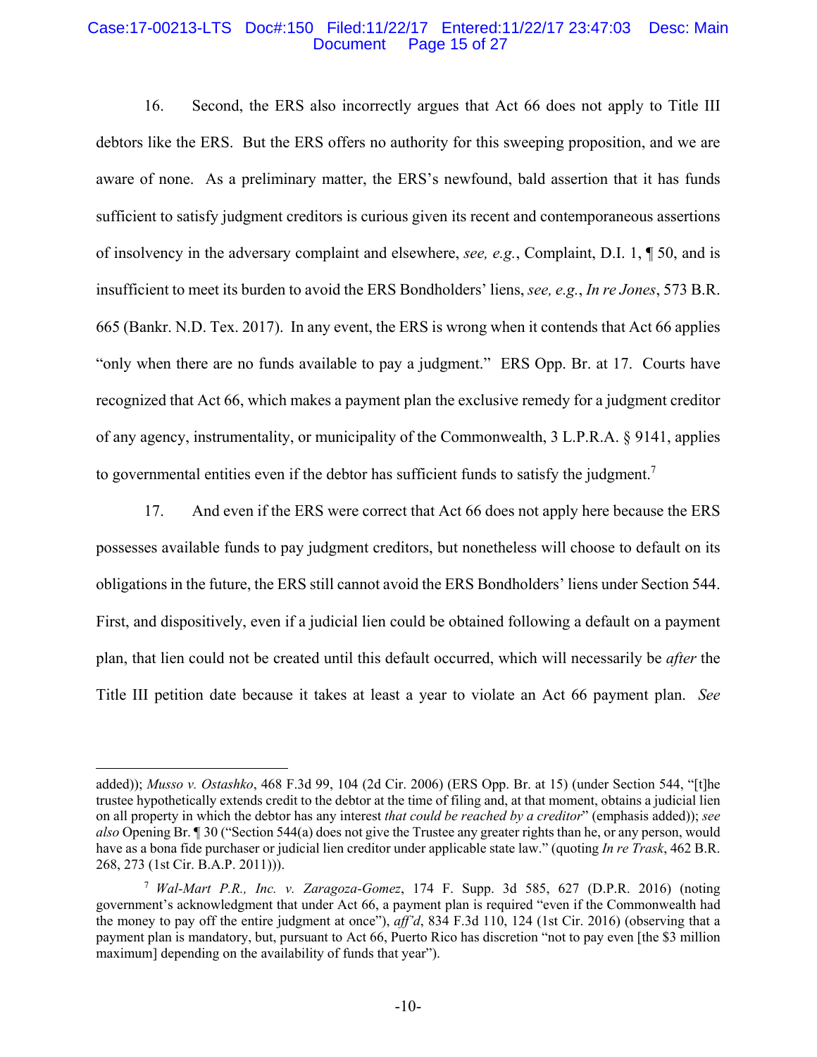16. Second, the ERS also incorrectly argues that Act 66 does not apply to Title III debtors like the ERS. But the ERS offers no authority for this sweeping proposition, and we are aware of none. As a preliminary matter, the ERS's newfound, bald assertion that it has funds sufficient to satisfy judgment creditors is curious given its recent and contemporaneous assertions of insolvency in the adversary complaint and elsewhere, *see, e.g.*, Complaint, D.I. 1, ¶ 50, and is insufficient to meet its burden to avoid the ERS Bondholders' liens, *see, e.g.*, *In re Jones*, 573 B.R. 665 (Bankr. N.D. Tex. 2017). In any event, the ERS is wrong when it contends that Act 66 applies "only when there are no funds available to pay a judgment." ERS Opp. Br. at 17. Courts have recognized that Act 66, which makes a payment plan the exclusive remedy for a judgment creditor of any agency, instrumentality, or municipality of the Commonwealth, 3 L.P.R.A. § 9141, applies to governmental entities even if the debtor has sufficient funds to satisfy the judgment.[7]

17. And even if the ERS were correct that Act 66 does not apply here because the ERS possesses available funds to pay judgment creditors, but nonetheless will choose to default on its obligations in the future, the ERS still cannot avoid the ERS Bondholders' liens under Section 544. First, and dispositively, even if a judicial lien could be obtained following a default on a payment plan, that lien could not be created until this default occurred, which will necessarily be *after* the Title III petition date because it takes at least a year to violate an Act 66 payment plan. *See*

---

added)); *Musso v. Ostashko*, 468 F.3d 99, 104 (2d Cir. 2006) (ERS Opp. Br. at 15) (under Section 544, "[t]he trustee hypothetically extends credit to the debtor at the time of filing and, at that moment, obtains a judicial lien on all property in which the debtor has any interest *that could be reached by a creditor*" (emphasis added)); *see also* Opening Br. ¶ 30 ("Section 544(a) does not give the Trustee any greater rights than he, or any person, would have as a bona fide purchaser or judicial lien creditor under applicable state law." (quoting *In re Trask*, 462 B.R. 268, 273 (1st Cir. B.A.P. 2011))).

[7] *Wal-Mart P.R., Inc. v. Zaragoza-Gomez*, 174 F. Supp. 3d 585, 627 (D.P.R. 2016) (noting government's acknowledgment that under Act 66, a payment plan is required "even if the Commonwealth had the money to pay off the entire judgment at once"), *aff'd*, 834 F.3d 110, 124 (1st Cir. 2016) (observing that a payment plan is mandatory, but, pursuant to Act 66, Puerto Rico has discretion "not to pay even [the $3 million maximum] depending on the availability of funds that year").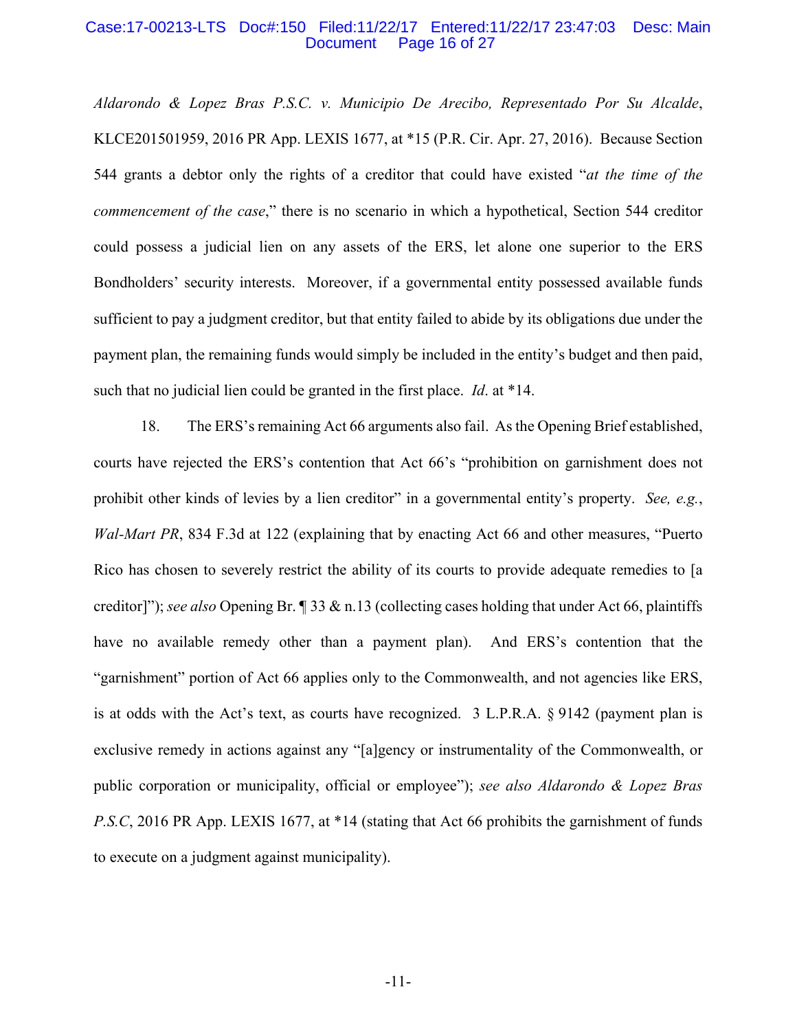*Aldarondo & Lopez Bras P.S.C. v. Municipio De Arecibo, Representado Por Su Alcalde*, KLCE201501959, 2016 PR App. LEXIS 1677, at *15 (P.R. Cir. Apr. 27, 2016). Because Section 544 grants a debtor only the rights of a creditor that could have existed "*at the time of the commencement of the case*," there is no scenario in which a hypothetical, Section 544 creditor could possess a judicial lien on any assets of the ERS, let alone one superior to the ERS Bondholders' security interests. Moreover, if a governmental entity possessed available funds sufficient to pay a judgment creditor, but that entity failed to abide by its obligations due under the payment plan, the remaining funds would simply be included in the entity's budget and then paid, such that no judicial lien could be granted in the first place. *Id*. at *14.

18. The ERS's remaining Act 66 arguments also fail. As the Opening Brief established, courts have rejected the ERS's contention that Act 66's "prohibition on garnishment does not prohibit other kinds of levies by a lien creditor" in a governmental entity's property. *See, e.g.*, *Wal-Mart PR*, 834 F.3d at 122 (explaining that by enacting Act 66 and other measures, "Puerto Rico has chosen to severely restrict the ability of its courts to provide adequate remedies to [a creditor]"); *see also* Opening Br. ¶ 33 & n.13 (collecting cases holding that under Act 66, plaintiffs have no available remedy other than a payment plan). And ERS's contention that the "garnishment" portion of Act 66 applies only to the Commonwealth, and not agencies like ERS, is at odds with the Act's text, as courts have recognized. 3 L.P.R.A. § 9142 (payment plan is exclusive remedy in actions against any "[a]gency or instrumentality of the Commonwealth, or public corporation or municipality, official or employee"); *see also Aldarondo & Lopez Bras P.S.C*, 2016 PR App. LEXIS 1677, at *14 (stating that Act 66 prohibits the garnishment of funds to execute on a judgment against municipality).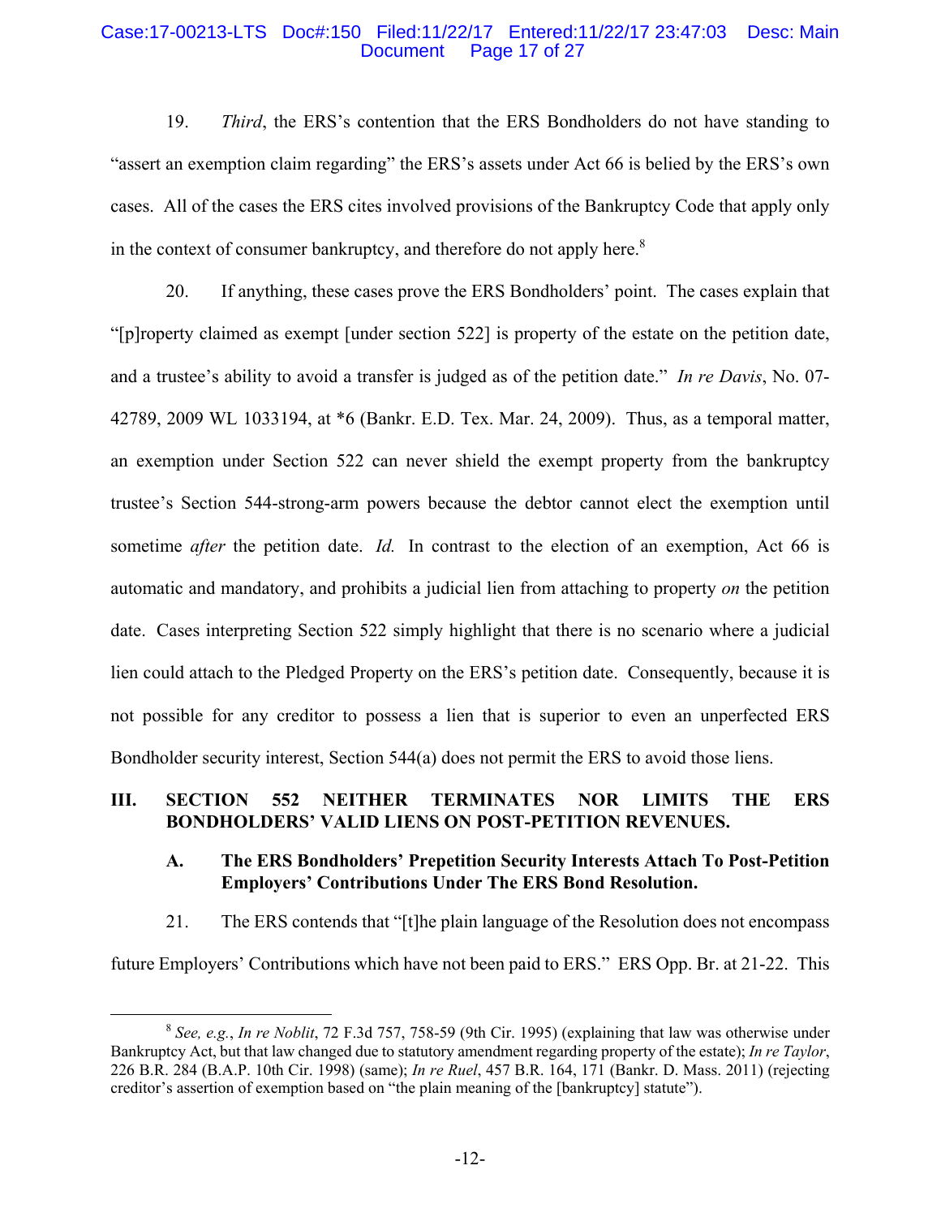19. *Third*, the ERS's contention that the ERS Bondholders do not have standing to "assert an exemption claim regarding" the ERS's assets under Act 66 is belied by the ERS's own cases. All of the cases the ERS cites involved provisions of the Bankruptcy Code that apply only in the context of consumer bankruptcy, and therefore do not apply here.[8]

20. If anything, these cases prove the ERS Bondholders' point. The cases explain that "[p]roperty claimed as exempt [under section 522] is property of the estate on the petition date, and a trustee's ability to avoid a transfer is judged as of the petition date." *In re Davis*, No. 07-42789, 2009 WL 1033194, at *6 (Bankr. E.D. Tex. Mar. 24, 2009). Thus, as a temporal matter, an exemption under Section 522 can never shield the exempt property from the bankruptcy trustee's Section 544-strong-arm powers because the debtor cannot elect the exemption until sometime *after* the petition date. *Id.* In contrast to the election of an exemption, Act 66 is automatic and mandatory, and prohibits a judicial lien from attaching to property *on* the petition date. Cases interpreting Section 522 simply highlight that there is no scenario where a judicial lien could attach to the Pledged Property on the ERS's petition date. Consequently, because it is not possible for any creditor to possess a lien that is superior to even an unperfected ERS Bondholder security interest, Section 544(a) does not permit the ERS to avoid those liens.

## III. SECTION 552 NEITHER TERMINATES NOR LIMITS THE ERS BONDHOLDERS' VALID LIENS ON POST-PETITION REVENUES.

### A. The ERS Bondholders' Prepetition Security Interests Attach To Post-Petition Employers' Contributions Under The ERS Bond Resolution.

21. The ERS contends that "[t]he plain language of the Resolution does not encompass future Employers' Contributions which have not been paid to ERS." ERS Opp. Br. at 21-22. This

---

[8] *See, e.g.*, *In re Noblit*, 72 F.3d 757, 758-59 (9th Cir. 1995) (explaining that law was otherwise under Bankruptcy Act, but that law changed due to statutory amendment regarding property of the estate); *In re Taylor*, 226 B.R. 284 (B.A.P. 10th Cir. 1998) (same); *In re Ruel*, 457 B.R. 164, 171 (Bankr. D. Mass. 2011) (rejecting creditor's assertion of exemption based on "the plain meaning of the [bankruptcy] statute").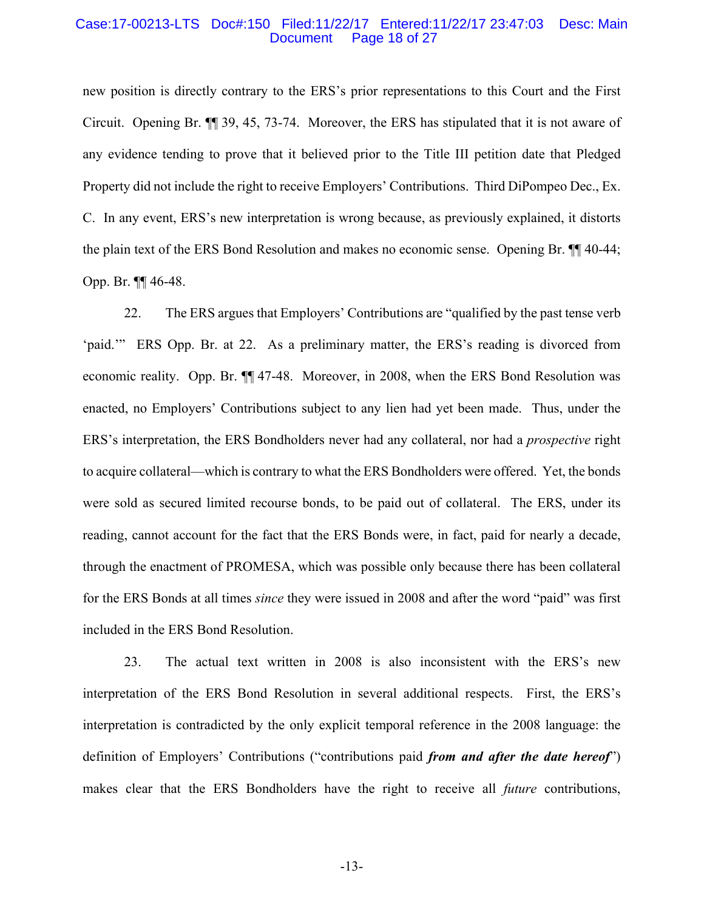new position is directly contrary to the ERS's prior representations to this Court and the First Circuit. Opening Br. ¶¶ 39, 45, 73-74. Moreover, the ERS has stipulated that it is not aware of any evidence tending to prove that it believed prior to the Title III petition date that Pledged Property did not include the right to receive Employers' Contributions. Third DiPompeo Dec., Ex. C. In any event, ERS's new interpretation is wrong because, as previously explained, it distorts the plain text of the ERS Bond Resolution and makes no economic sense. Opening Br. ¶¶ 40-44; Opp. Br. ¶¶ 46-48.

22. The ERS argues that Employers' Contributions are "qualified by the past tense verb 'paid.'" ERS Opp. Br. at 22. As a preliminary matter, the ERS's reading is divorced from economic reality. Opp. Br. ¶¶ 47-48. Moreover, in 2008, when the ERS Bond Resolution was enacted, no Employers' Contributions subject to any lien had yet been made. Thus, under the ERS's interpretation, the ERS Bondholders never had any collateral, nor had a *prospective* right to acquire collateral—which is contrary to what the ERS Bondholders were offered. Yet, the bonds were sold as secured limited recourse bonds, to be paid out of collateral. The ERS, under its reading, cannot account for the fact that the ERS Bonds were, in fact, paid for nearly a decade, through the enactment of PROMESA, which was possible only because there has been collateral for the ERS Bonds at all times *since* they were issued in 2008 and after the word "paid" was first included in the ERS Bond Resolution.

23. The actual text written in 2008 is also inconsistent with the ERS's new interpretation of the ERS Bond Resolution in several additional respects. First, the ERS's interpretation is contradicted by the only explicit temporal reference in the 2008 language: the definition of Employers' Contributions ("contributions paid ***from and after the date hereof***") makes clear that the ERS Bondholders have the right to receive all *future* contributions,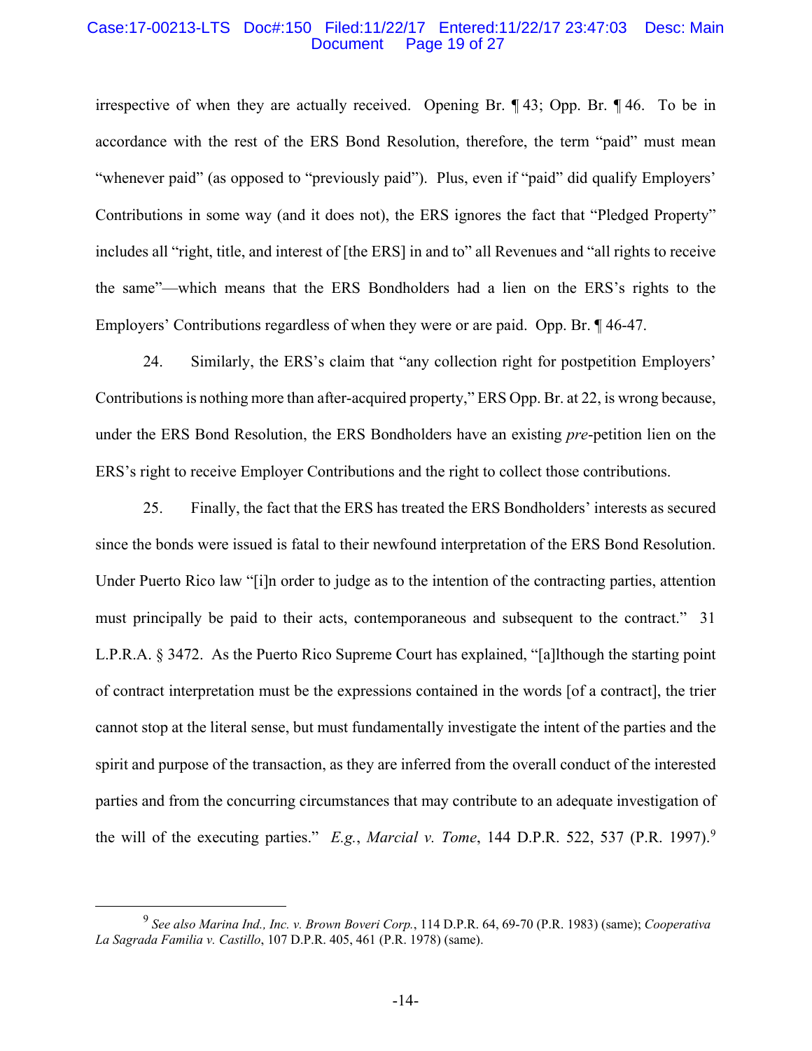irrespective of when they are actually received. Opening Br. ¶ 43; Opp. Br. ¶ 46. To be in accordance with the rest of the ERS Bond Resolution, therefore, the term "paid" must mean "whenever paid" (as opposed to "previously paid"). Plus, even if "paid" did qualify Employers' Contributions in some way (and it does not), the ERS ignores the fact that "Pledged Property" includes all "right, title, and interest of [the ERS] in and to" all Revenues and "all rights to receive the same"—which means that the ERS Bondholders had a lien on the ERS's rights to the Employers' Contributions regardless of when they were or are paid. Opp. Br. ¶ 46-47.

24. Similarly, the ERS's claim that "any collection right for postpetition Employers' Contributions is nothing more than after-acquired property," ERS Opp. Br. at 22, is wrong because, under the ERS Bond Resolution, the ERS Bondholders have an existing *pre*-petition lien on the ERS's right to receive Employer Contributions and the right to collect those contributions.

25. Finally, the fact that the ERS has treated the ERS Bondholders' interests as secured since the bonds were issued is fatal to their newfound interpretation of the ERS Bond Resolution. Under Puerto Rico law "[i]n order to judge as to the intention of the contracting parties, attention must principally be paid to their acts, contemporaneous and subsequent to the contract." 31 L.P.R.A. § 3472. As the Puerto Rico Supreme Court has explained, "[a]lthough the starting point of contract interpretation must be the expressions contained in the words [of a contract], the trier cannot stop at the literal sense, but must fundamentally investigate the intent of the parties and the spirit and purpose of the transaction, as they are inferred from the overall conduct of the interested parties and from the concurring circumstances that may contribute to an adequate investigation of the will of the executing parties." *E.g.*, *Marcial v. Tome*, 144 D.P.R. 522, 537 (P.R. 1997).[9]

[9] *See also Marina Ind., Inc. v. Brown Boveri Corp.*, 114 D.P.R. 64, 69-70 (P.R. 1983) (same); *Cooperativa La Sagrada Familia v. Castillo*, 107 D.P.R. 405, 461 (P.R. 1978) (same).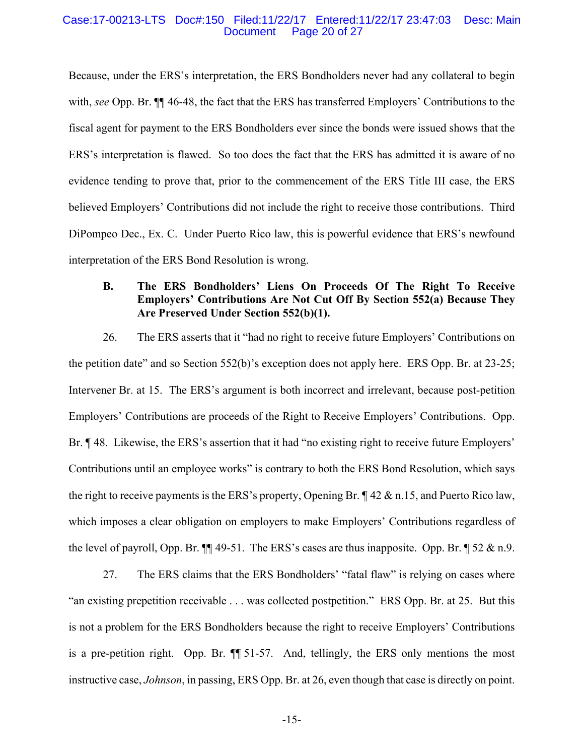Because, under the ERS's interpretation, the ERS Bondholders never had any collateral to begin with, *see* Opp. Br. ¶¶ 46-48, the fact that the ERS has transferred Employers' Contributions to the fiscal agent for payment to the ERS Bondholders ever since the bonds were issued shows that the ERS's interpretation is flawed. So too does the fact that the ERS has admitted it is aware of no evidence tending to prove that, prior to the commencement of the ERS Title III case, the ERS believed Employers' Contributions did not include the right to receive those contributions. Third DiPompeo Dec., Ex. C. Under Puerto Rico law, this is powerful evidence that ERS's newfound interpretation of the ERS Bond Resolution is wrong.

**B. The ERS Bondholders' Liens On Proceeds Of The Right To Receive Employers' Contributions Are Not Cut Off By Section 552(a) Because They Are Preserved Under Section 552(b)(1).**

26. The ERS asserts that it "had no right to receive future Employers' Contributions on the petition date" and so Section 552(b)'s exception does not apply here. ERS Opp. Br. at 23-25; Intervener Br. at 15. The ERS's argument is both incorrect and irrelevant, because post-petition Employers' Contributions are proceeds of the Right to Receive Employers' Contributions. Opp. Br. ¶ 48. Likewise, the ERS's assertion that it had "no existing right to receive future Employers' Contributions until an employee works" is contrary to both the ERS Bond Resolution, which says the right to receive payments is the ERS's property, Opening Br. ¶ 42 & n.15, and Puerto Rico law, which imposes a clear obligation on employers to make Employers' Contributions regardless of the level of payroll, Opp. Br. ¶¶ 49-51. The ERS's cases are thus inapposite. Opp. Br. ¶ 52 & n.9.

27. The ERS claims that the ERS Bondholders' "fatal flaw" is relying on cases where "an existing prepetition receivable . . . was collected postpetition." ERS Opp. Br. at 25. But this is not a problem for the ERS Bondholders because the right to receive Employers' Contributions is a pre-petition right. Opp. Br. ¶¶ 51-57. And, tellingly, the ERS only mentions the most instructive case, *Johnson*, in passing, ERS Opp. Br. at 26, even though that case is directly on point.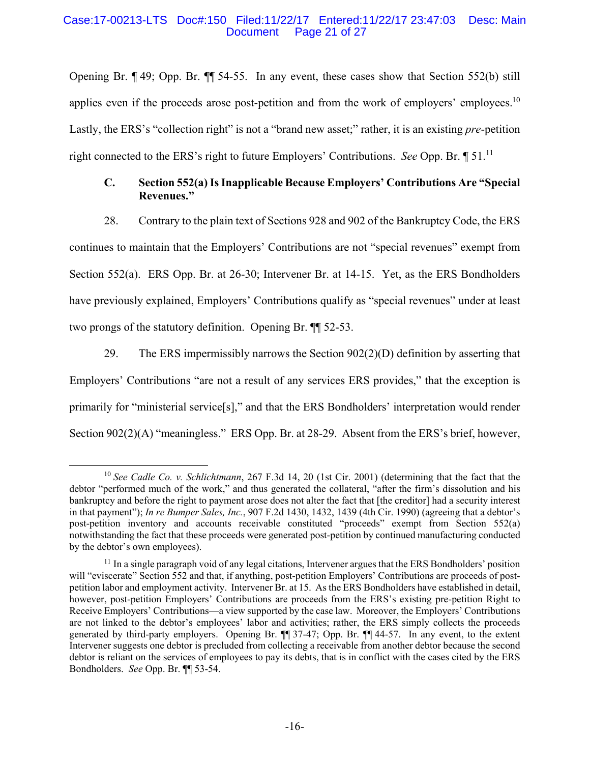Opening Br. ¶ 49; Opp. Br. ¶¶ 54-55. In any event, these cases show that Section 552(b) still applies even if the proceeds arose post-petition and from the work of employers' employees.[10] Lastly, the ERS's "collection right" is not a "brand new asset;" rather, it is an existing *pre*-petition right connected to the ERS's right to future Employers' Contributions. *See* Opp. Br. ¶ 51.[11]

### C. Section 552(a) Is Inapplicable Because Employers' Contributions Are "Special Revenues."

28. Contrary to the plain text of Sections 928 and 902 of the Bankruptcy Code, the ERS continues to maintain that the Employers' Contributions are not "special revenues" exempt from Section 552(a). ERS Opp. Br. at 26-30; Intervener Br. at 14-15. Yet, as the ERS Bondholders have previously explained, Employers' Contributions qualify as "special revenues" under at least two prongs of the statutory definition. Opening Br. ¶¶ 52-53.

29. The ERS impermissibly narrows the Section 902(2)(D) definition by asserting that Employers' Contributions "are not a result of any services ERS provides," that the exception is primarily for "ministerial service[s]," and that the ERS Bondholders' interpretation would render Section 902(2)(A) "meaningless." ERS Opp. Br. at 28-29. Absent from the ERS's brief, however,

---

[10] *See Cadle Co. v. Schlichtmann*, 267 F.3d 14, 20 (1st Cir. 2001) (determining that the fact that the debtor "performed much of the work," and thus generated the collateral, "after the firm's dissolution and his bankruptcy and before the right to payment arose does not alter the fact that [the creditor] had a security interest in that payment"); *In re Bumper Sales, Inc.*, 907 F.2d 1430, 1432, 1439 (4th Cir. 1990) (agreeing that a debtor's post-petition inventory and accounts receivable constituted "proceeds" exempt from Section 552(a) notwithstanding the fact that these proceeds were generated post-petition by continued manufacturing conducted by the debtor's own employees).

[11] In a single paragraph void of any legal citations, Intervener argues that the ERS Bondholders' position will "eviscerate" Section 552 and that, if anything, post-petition Employers' Contributions are proceeds of post-petition labor and employment activity. Intervener Br. at 15. As the ERS Bondholders have established in detail, however, post-petition Employers' Contributions are proceeds from the ERS's existing pre-petition Right to Receive Employers' Contributions—a view supported by the case law. Moreover, the Employers' Contributions are not linked to the debtor's employees' labor and activities; rather, the ERS simply collects the proceeds generated by third-party employers. Opening Br. ¶¶ 37-47; Opp. Br. ¶¶ 44-57. In any event, to the extent Intervener suggests one debtor is precluded from collecting a receivable from another debtor because the second debtor is reliant on the services of employees to pay its debts, that is in conflict with the cases cited by the ERS Bondholders. *See* Opp. Br. ¶¶ 53-54.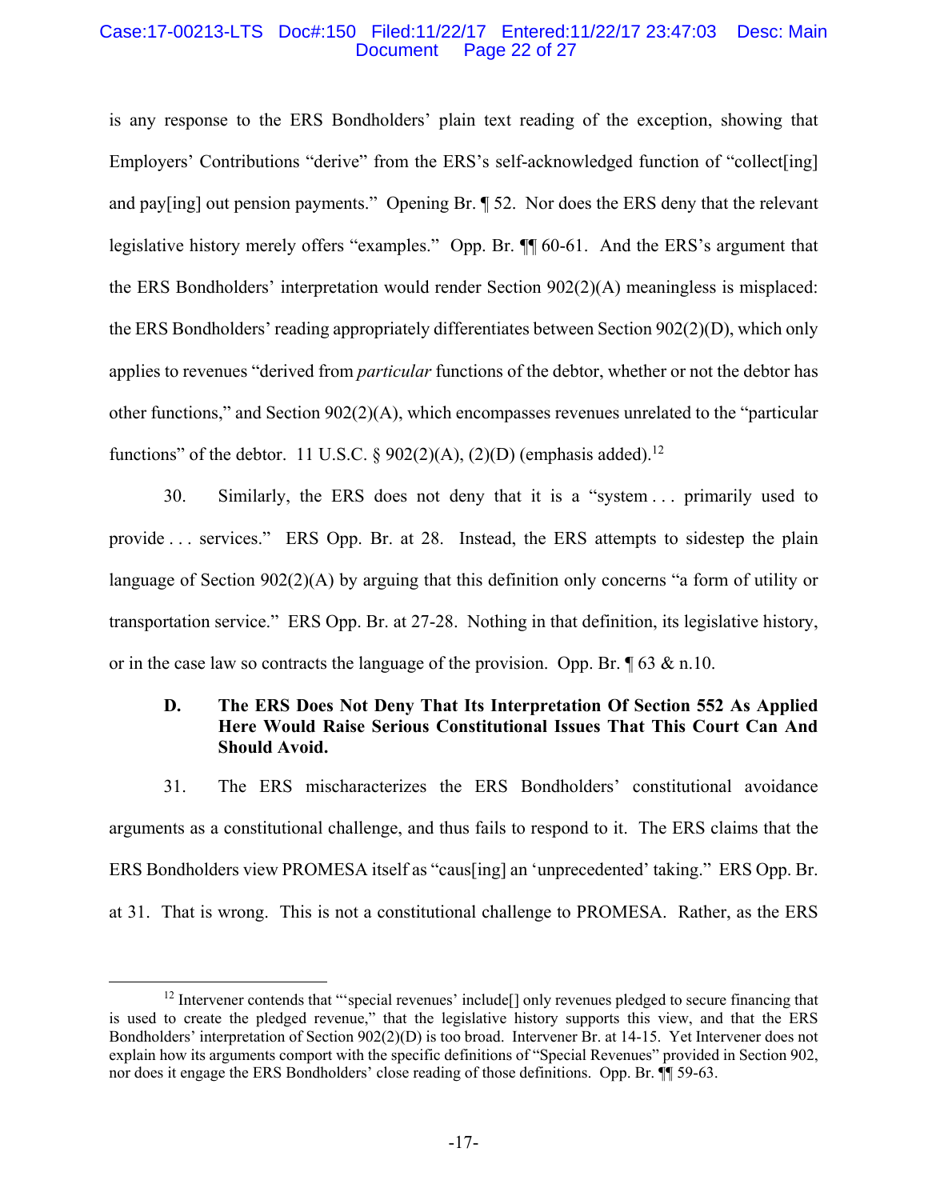is any response to the ERS Bondholders' plain text reading of the exception, showing that Employers' Contributions "derive" from the ERS's self-acknowledged function of "collect[ing] and pay[ing] out pension payments." Opening Br. ¶ 52. Nor does the ERS deny that the relevant legislative history merely offers "examples." Opp. Br. ¶¶ 60-61. And the ERS's argument that the ERS Bondholders' interpretation would render Section 902(2)(A) meaningless is misplaced: the ERS Bondholders' reading appropriately differentiates between Section 902(2)(D), which only applies to revenues "derived from *particular* functions of the debtor, whether or not the debtor has other functions," and Section 902(2)(A), which encompasses revenues unrelated to the "particular functions" of the debtor. 11 U.S.C. § 902(2)(A), (2)(D) (emphasis added).[12]

30. Similarly, the ERS does not deny that it is a "system . . . primarily used to provide . . . services." ERS Opp. Br. at 28. Instead, the ERS attempts to sidestep the plain language of Section 902(2)(A) by arguing that this definition only concerns "a form of utility or transportation service." ERS Opp. Br. at 27-28. Nothing in that definition, its legislative history, or in the case law so contracts the language of the provision. Opp. Br. ¶ 63 & n.10.

### D. The ERS Does Not Deny That Its Interpretation Of Section 552 As Applied Here Would Raise Serious Constitutional Issues That This Court Can And Should Avoid.

31. The ERS mischaracterizes the ERS Bondholders' constitutional avoidance arguments as a constitutional challenge, and thus fails to respond to it. The ERS claims that the ERS Bondholders view PROMESA itself as "caus[ing] an 'unprecedented' taking." ERS Opp. Br. at 31. That is wrong. This is not a constitutional challenge to PROMESA. Rather, as the ERS

---

[12] Intervener contends that "'special revenues' include[] only revenues pledged to secure financing that is used to create the pledged revenue," that the legislative history supports this view, and that the ERS Bondholders' interpretation of Section 902(2)(D) is too broad. Intervener Br. at 14-15. Yet Intervener does not explain how its arguments comport with the specific definitions of "Special Revenues" provided in Section 902, nor does it engage the ERS Bondholders' close reading of those definitions. Opp. Br. ¶¶ 59-63.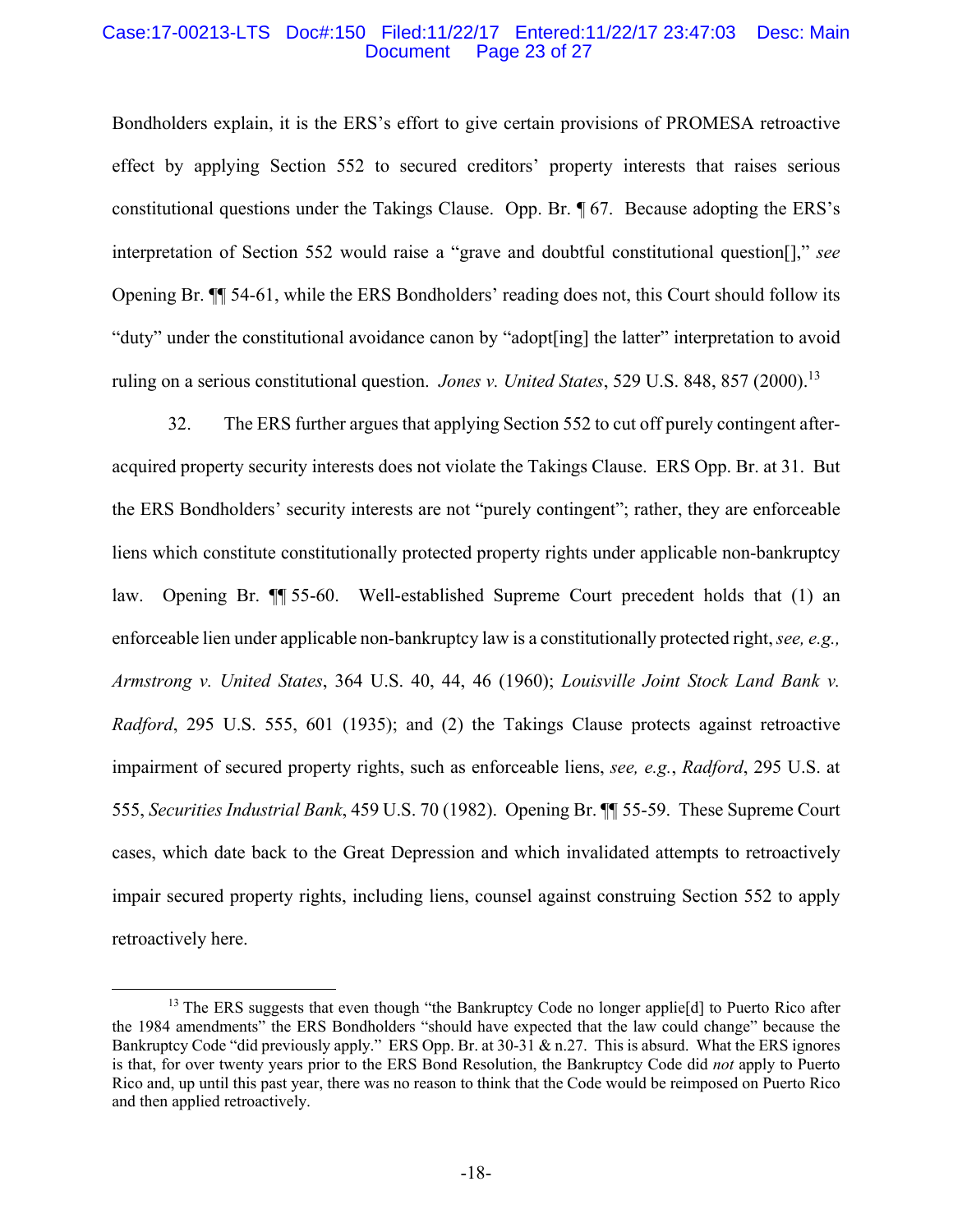Bondholders explain, it is the ERS's effort to give certain provisions of PROMESA retroactive effect by applying Section 552 to secured creditors' property interests that raises serious constitutional questions under the Takings Clause. Opp. Br. ¶ 67. Because adopting the ERS's interpretation of Section 552 would raise a "grave and doubtful constitutional question[]," *see* Opening Br. ¶¶ 54-61, while the ERS Bondholders' reading does not, this Court should follow its "duty" under the constitutional avoidance canon by "adopt[ing] the latter" interpretation to avoid ruling on a serious constitutional question. *Jones v. United States*, 529 U.S. 848, 857 (2000).[13]

32. The ERS further argues that applying Section 552 to cut off purely contingent after-acquired property security interests does not violate the Takings Clause. ERS Opp. Br. at 31. But the ERS Bondholders' security interests are not "purely contingent"; rather, they are enforceable liens which constitute constitutionally protected property rights under applicable non-bankruptcy law. Opening Br. ¶¶ 55-60. Well-established Supreme Court precedent holds that (1) an enforceable lien under applicable non-bankruptcy law is a constitutionally protected right, *see, e.g., Armstrong v. United States*, 364 U.S. 40, 44, 46 (1960); *Louisville Joint Stock Land Bank v. Radford*, 295 U.S. 555, 601 (1935); and (2) the Takings Clause protects against retroactive impairment of secured property rights, such as enforceable liens, *see, e.g.*, *Radford*, 295 U.S. at 555, *Securities Industrial Bank*, 459 U.S. 70 (1982). Opening Br. ¶¶ 55-59. These Supreme Court cases, which date back to the Great Depression and which invalidated attempts to retroactively impair secured property rights, including liens, counsel against construing Section 552 to apply retroactively here.

---

[13] The ERS suggests that even though "the Bankruptcy Code no longer applie[d] to Puerto Rico after the 1984 amendments" the ERS Bondholders "should have expected that the law could change" because the Bankruptcy Code "did previously apply." ERS Opp. Br. at 30-31 & n.27. This is absurd. What the ERS ignores is that, for over twenty years prior to the ERS Bond Resolution, the Bankruptcy Code did *not* apply to Puerto Rico and, up until this past year, there was no reason to think that the Code would be reimposed on Puerto Rico and then applied retroactively.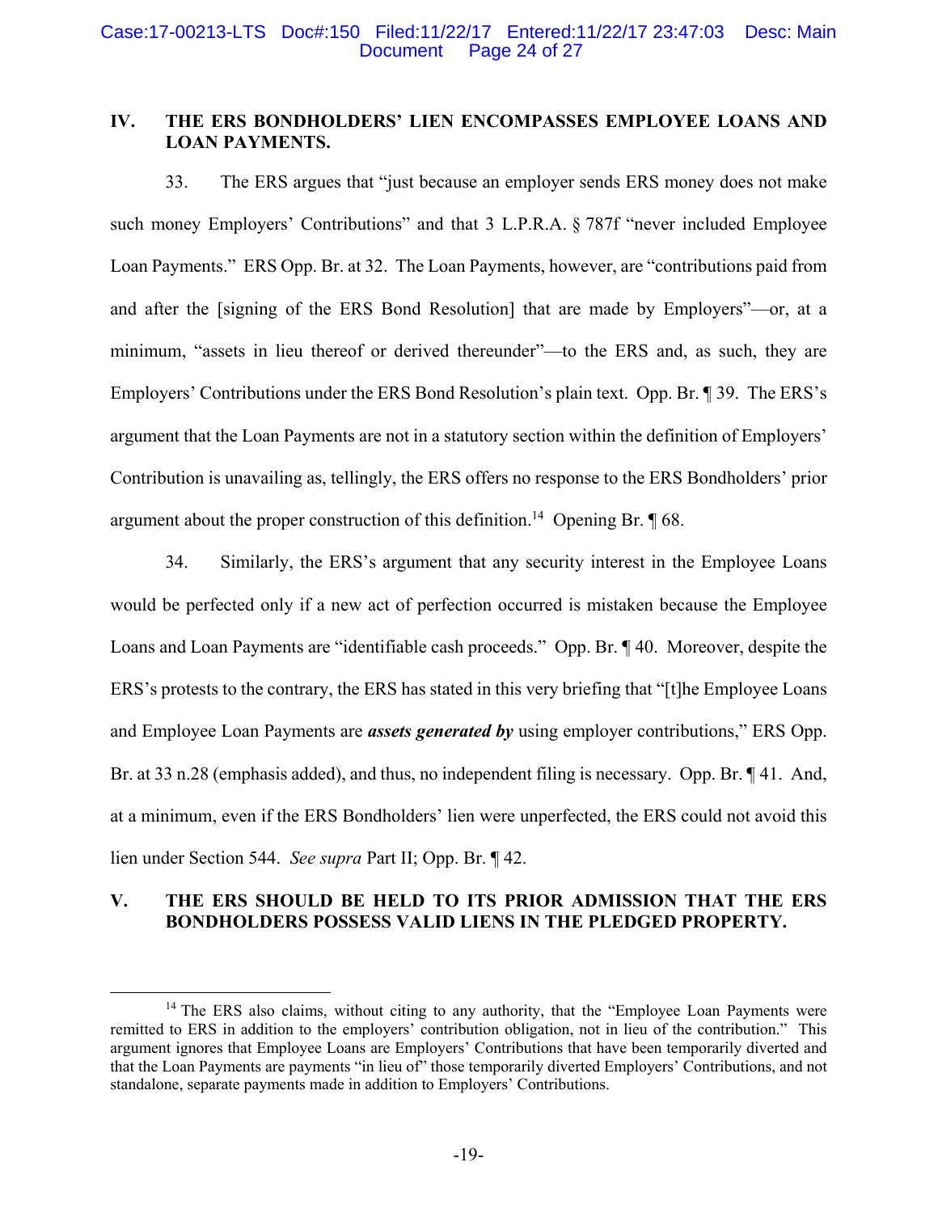## IV. THE ERS BONDHOLDERS' LIEN ENCOMPASSES EMPLOYEE LOANS AND LOAN PAYMENTS.

33. The ERS argues that "just because an employer sends ERS money does not make such money Employers' Contributions" and that 3 L.P.R.A. § 787f "never included Employee Loan Payments." ERS Opp. Br. at 32. The Loan Payments, however, are "contributions paid from and after the [signing of the ERS Bond Resolution] that are made by Employers"—or, at a minimum, "assets in lieu thereof or derived thereunder"—to the ERS and, as such, they are Employers' Contributions under the ERS Bond Resolution's plain text. Opp. Br. ¶ 39. The ERS's argument that the Loan Payments are not in a statutory section within the definition of Employers' Contribution is unavailing as, tellingly, the ERS offers no response to the ERS Bondholders' prior argument about the proper construction of this definition.[14] Opening Br. ¶ 68.

34. Similarly, the ERS's argument that any security interest in the Employee Loans would be perfected only if a new act of perfection occurred is mistaken because the Employee Loans and Loan Payments are "identifiable cash proceeds." Opp. Br. ¶ 40. Moreover, despite the ERS's protests to the contrary, the ERS has stated in this very briefing that "[t]he Employee Loans and Employee Loan Payments are ***assets generated by*** using employer contributions," ERS Opp. Br. at 33 n.28 (emphasis added), and thus, no independent filing is necessary. Opp. Br. ¶ 41. And, at a minimum, even if the ERS Bondholders' lien were unperfected, the ERS could not avoid this lien under Section 544. *See supra* Part II; Opp. Br. ¶ 42.

## V. THE ERS SHOULD BE HELD TO ITS PRIOR ADMISSION THAT THE ERS BONDHOLDERS POSSESS VALID LIENS IN THE PLEDGED PROPERTY.

[14] The ERS also claims, without citing to any authority, that the "Employee Loan Payments were remitted to ERS in addition to the employers' contribution obligation, not in lieu of the contribution." This argument ignores that Employee Loans are Employers' Contributions that have been temporarily diverted and that the Loan Payments are payments "in lieu of" those temporarily diverted Employers' Contributions, and not standalone, separate payments made in addition to Employers' Contributions.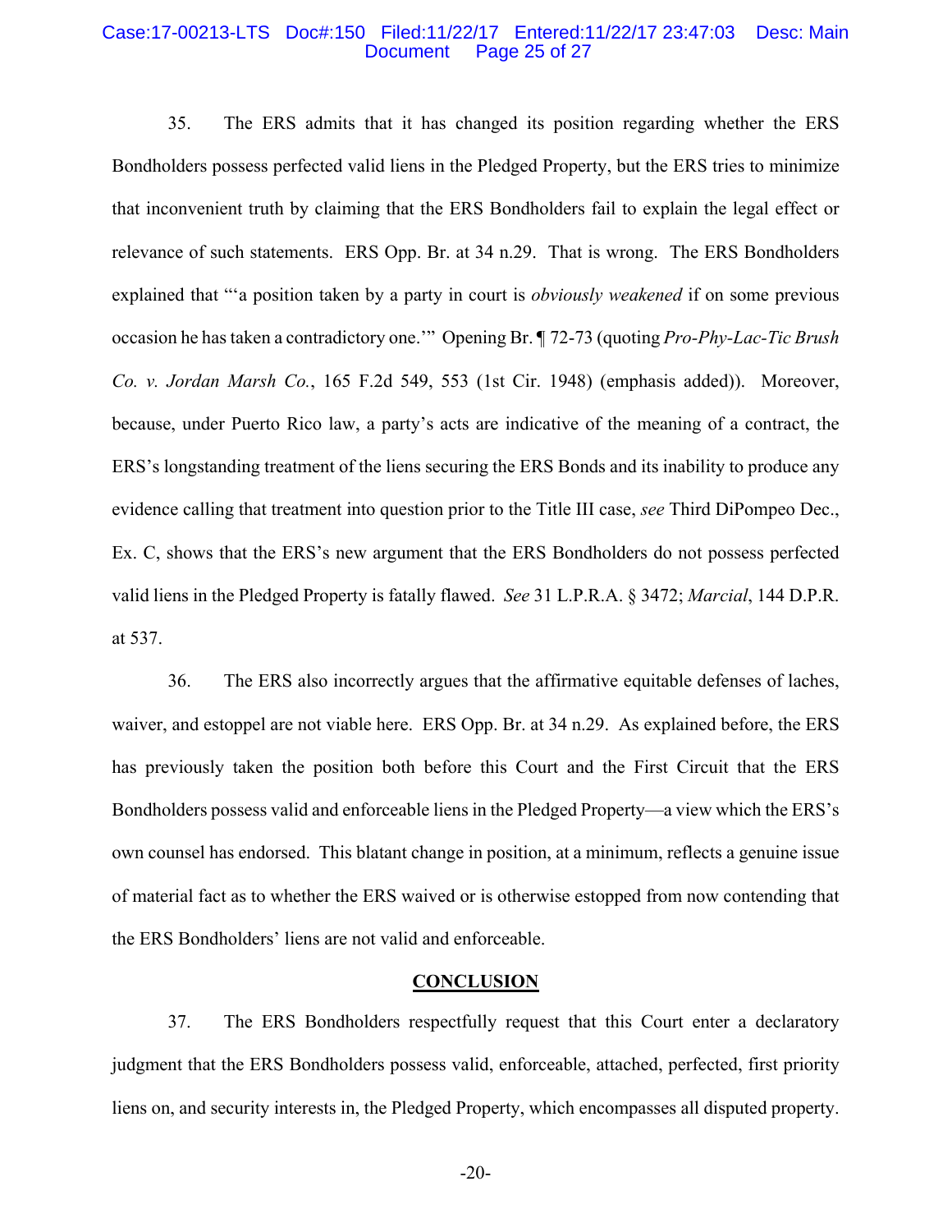35. The ERS admits that it has changed its position regarding whether the ERS Bondholders possess perfected valid liens in the Pledged Property, but the ERS tries to minimize that inconvenient truth by claiming that the ERS Bondholders fail to explain the legal effect or relevance of such statements. ERS Opp. Br. at 34 n.29. That is wrong. The ERS Bondholders explained that "'a position taken by a party in court is *obviously weakened* if on some previous occasion he has taken a contradictory one.'" Opening Br. ¶ 72-73 (quoting *Pro-Phy-Lac-Tic Brush Co. v. Jordan Marsh Co.*, 165 F.2d 549, 553 (1st Cir. 1948) (emphasis added)). Moreover, because, under Puerto Rico law, a party's acts are indicative of the meaning of a contract, the ERS's longstanding treatment of the liens securing the ERS Bonds and its inability to produce any evidence calling that treatment into question prior to the Title III case, *see* Third DiPompeo Dec., Ex. C, shows that the ERS's new argument that the ERS Bondholders do not possess perfected valid liens in the Pledged Property is fatally flawed. *See* 31 L.P.R.A. § 3472; *Marcial*, 144 D.P.R. at 537.

36. The ERS also incorrectly argues that the affirmative equitable defenses of laches, waiver, and estoppel are not viable here. ERS Opp. Br. at 34 n.29. As explained before, the ERS has previously taken the position both before this Court and the First Circuit that the ERS Bondholders possess valid and enforceable liens in the Pledged Property—a view which the ERS's own counsel has endorsed. This blatant change in position, at a minimum, reflects a genuine issue of material fact as to whether the ERS waived or is otherwise estopped from now contending that the ERS Bondholders' liens are not valid and enforceable.

## CONCLUSION

37. The ERS Bondholders respectfully request that this Court enter a declaratory judgment that the ERS Bondholders possess valid, enforceable, attached, perfected, first priority liens on, and security interests in, the Pledged Property, which encompasses all disputed property.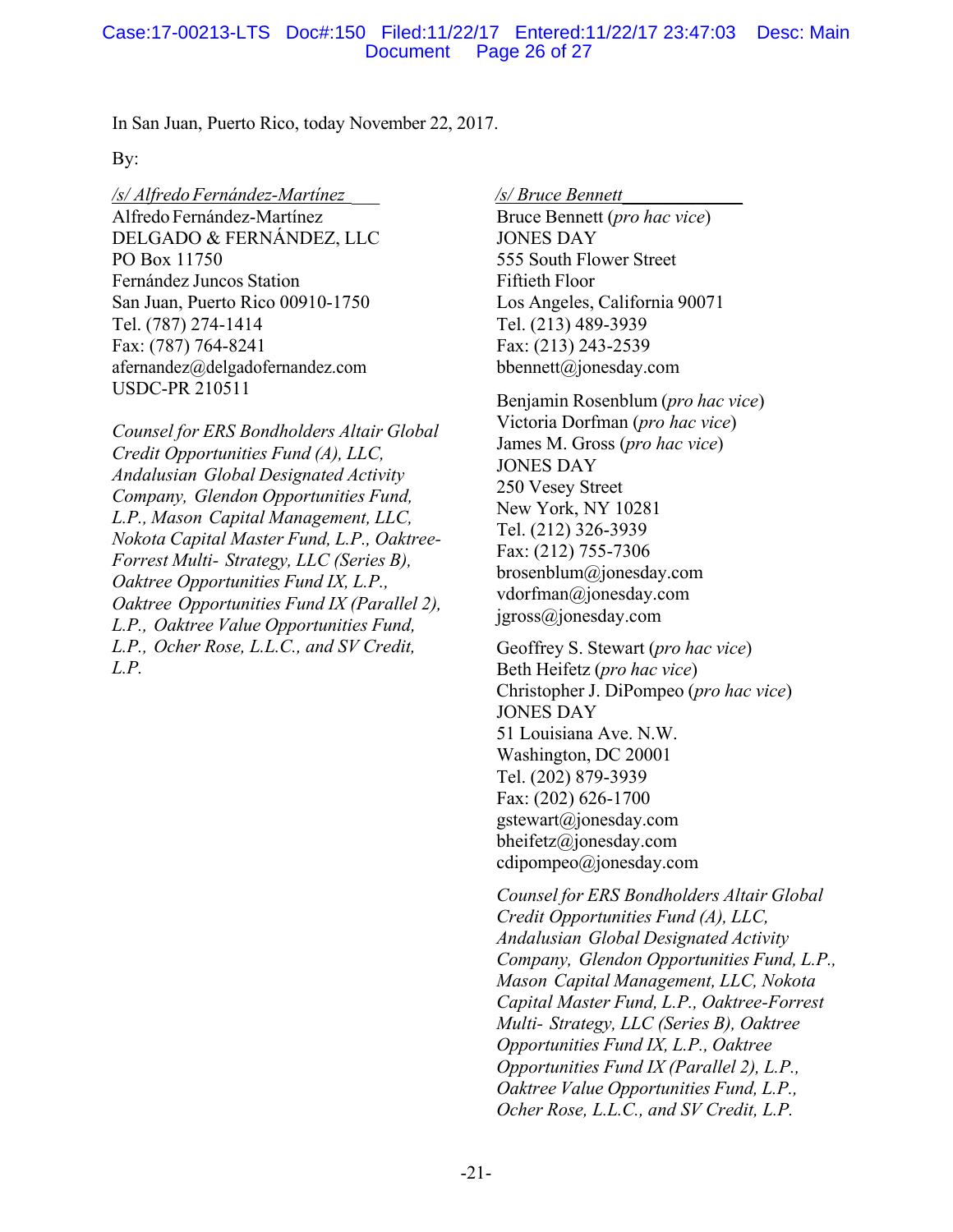In San Juan, Puerto Rico, today November 22, 2017.

By:

/s/ Alfredo Fernández-Martínez
Alfredo Fernández-Martínez
DELGADO & FERNÁNDEZ, LLC
PO Box 11750
Fernández Juncos Station
San Juan, Puerto Rico 00910-1750
Tel. (787) 274-1414
Fax: (787) 764-8241
afernandez@delgadofernandez.com
USDC-PR 210511

*Counsel for ERS Bondholders Altair Global Credit Opportunities Fund (A), LLC, Andalusian Global Designated Activity Company, Glendon Opportunities Fund, L.P., Mason Capital Management, LLC, Nokota Capital Master Fund, L.P., Oaktree-Forrest Multi- Strategy, LLC (Series B), Oaktree Opportunities Fund IX, L.P., Oaktree Opportunities Fund IX (Parallel 2), L.P., Oaktree Value Opportunities Fund, L.P., Ocher Rose, L.L.C., and SV Credit, L.P.*

/s/ Bruce Bennett
Bruce Bennett (*pro hac vice*)
JONES DAY
555 South Flower Street
Fiftieth Floor
Los Angeles, California 90071
Tel. (213) 489-3939
Fax: (213) 243-2539
bbennett@jonesday.com

Benjamin Rosenblum (*pro hac vice*)
Victoria Dorfman (*pro hac vice*)
James M. Gross (*pro hac vice*)
JONES DAY
250 Vesey Street
New York, NY 10281
Tel. (212) 326-3939
Fax: (212) 755-7306
brosenblum@jonesday.com
vdorfman@jonesday.com
jgross@jonesday.com

Geoffrey S. Stewart (*pro hac vice*)
Beth Heifetz (*pro hac vice*)
Christopher J. DiPompeo (*pro hac vice*)
JONES DAY
51 Louisiana Ave. N.W.
Washington, DC 20001
Tel. (202) 879-3939
Fax: (202) 626-1700
gstewart@jonesday.com
bheifetz@jonesday.com
cdipompeo@jonesday.com

*Counsel for ERS Bondholders Altair Global Credit Opportunities Fund (A), LLC, Andalusian Global Designated Activity Company, Glendon Opportunities Fund, L.P., Mason Capital Management, LLC, Nokota Capital Master Fund, L.P., Oaktree-Forrest Multi- Strategy, LLC (Series B), Oaktree Opportunities Fund IX, L.P., Oaktree Opportunities Fund IX (Parallel 2), L.P., Oaktree Value Opportunities Fund, L.P., Ocher Rose, L.L.C., and SV Credit, L.P.*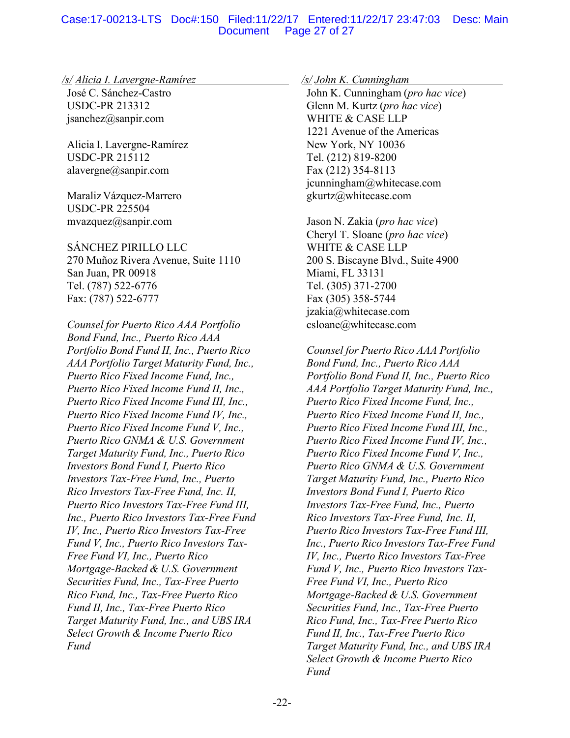*/s/ Alicia I. Lavergne-Ramírez*
José C. Sánchez-Castro
USDC-PR 213312
jsanchez@sanpir.com

Alicia I. Lavergne-Ramírez
USDC-PR 215112
alavergne@sanpir.com

Maraliz Vázquez-Marrero
USDC-PR 225504
mvazquez@sanpir.com

SÁNCHEZ PIRILLO LLC
270 Muñoz Rivera Avenue, Suite 1110
San Juan, PR 00918
Tel. (787) 522-6776
Fax: (787) 522-6777

*Counsel for Puerto Rico AAA Portfolio Bond Fund, Inc., Puerto Rico AAA Portfolio Bond Fund II, Inc., Puerto Rico AAA Portfolio Target Maturity Fund, Inc., Puerto Rico Fixed Income Fund, Inc., Puerto Rico Fixed Income Fund II, Inc., Puerto Rico Fixed Income Fund III, Inc., Puerto Rico Fixed Income Fund IV, Inc., Puerto Rico Fixed Income Fund V, Inc., Puerto Rico GNMA & U.S. Government Target Maturity Fund, Inc., Puerto Rico Investors Bond Fund I, Puerto Rico Investors Tax-Free Fund, Inc., Puerto Rico Investors Tax-Free Fund, Inc. II, Puerto Rico Investors Tax-Free Fund III, Inc., Puerto Rico Investors Tax-Free Fund IV, Inc., Puerto Rico Investors Tax-Free Fund V, Inc., Puerto Rico Investors Tax-Free Fund VI, Inc., Puerto Rico Mortgage-Backed & U.S. Government Securities Fund, Inc., Tax-Free Puerto Rico Fund, Inc., Tax-Free Puerto Rico Fund II, Inc., Tax-Free Puerto Rico Target Maturity Fund, Inc., and UBS IRA Select Growth & Income Puerto Rico Fund*

*/s/ John K. Cunningham*
John K. Cunningham (*pro hac vice*)
Glenn M. Kurtz (*pro hac vice*)
WHITE & CASE LLP
1221 Avenue of the Americas
New York, NY 10036
Tel. (212) 819-8200
Fax (212) 354-8113
jcunningham@whitecase.com
gkurtz@whitecase.com

Jason N. Zakia (*pro hac vice*)
Cheryl T. Sloane (*pro hac vice*)
WHITE & CASE LLP
200 S. Biscayne Blvd., Suite 4900
Miami, FL 33131
Tel. (305) 371-2700
Fax (305) 358-5744
jzakia@whitecase.com
csloane@whitecase.com

*Counsel for Puerto Rico AAA Portfolio Bond Fund, Inc., Puerto Rico AAA Portfolio Bond Fund II, Inc., Puerto Rico AAA Portfolio Target Maturity Fund, Inc., Puerto Rico Fixed Income Fund, Inc., Puerto Rico Fixed Income Fund II, Inc., Puerto Rico Fixed Income Fund III, Inc., Puerto Rico Fixed Income Fund IV, Inc., Puerto Rico Fixed Income Fund V, Inc., Puerto Rico GNMA & U.S. Government Target Maturity Fund, Inc., Puerto Rico Investors Bond Fund I, Puerto Rico Investors Tax-Free Fund, Inc., Puerto Rico Investors Tax-Free Fund, Inc. II, Puerto Rico Investors Tax-Free Fund III, Inc., Puerto Rico Investors Tax-Free Fund IV, Inc., Puerto Rico Investors Tax-Free Fund V, Inc., Puerto Rico Investors Tax-Free Fund VI, Inc., Puerto Rico Mortgage-Backed & U.S. Government Securities Fund, Inc., Tax-Free Puerto Rico Fund, Inc., Tax-Free Puerto Rico Fund II, Inc., Tax-Free Puerto Rico Target Maturity Fund, Inc., and UBS IRA Select Growth & Income Puerto Rico Fund*